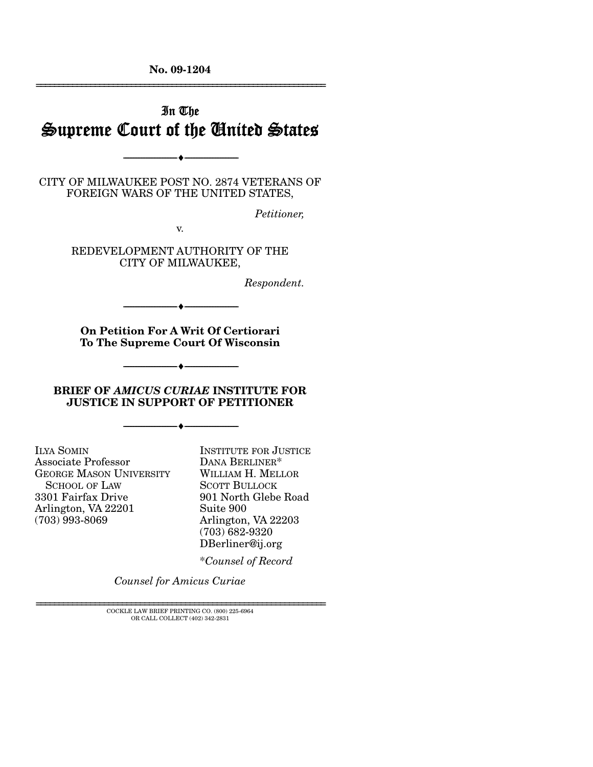No. 09-1204

---

In The

# Supreme Court of the United States

---

CITY OF MILWAUKEE POST NO. 2874 VETERANS OF FOREIGN WARS OF THE UNITED STATES,

*Petitioner,*

v.

REDEVELOPMENT AUTHORITY OF THE CITY OF MILWAUKEE,

*Respondent.*

---

**On Petition For A Writ Of Certiorari To The Supreme Court Of Wisconsin**

---

**BRIEF OF *AMICUS CURIAE* INSTITUTE FOR JUSTICE IN SUPPORT OF PETITIONER**

---

ILYA SOMIN
Associate Professor
GEORGE MASON UNIVERSITY SCHOOL OF LAW
3301 Fairfax Drive
Arlington, VA 22201
(703) 993-8069

INSTITUTE FOR JUSTICE
DANA BERLINER*
WILLIAM H. MELLOR
SCOTT BULLOCK
901 North Glebe Road
Suite 900
Arlington, VA 22203
(703) 682-9320
DBerliner@ij.org

*Counsel of Record

*Counsel for Amicus Curiae*

---

COCKLE LAW BRIEF PRINTING CO. (800) 225-6964
OR CALL COLLECT (402) 342-2831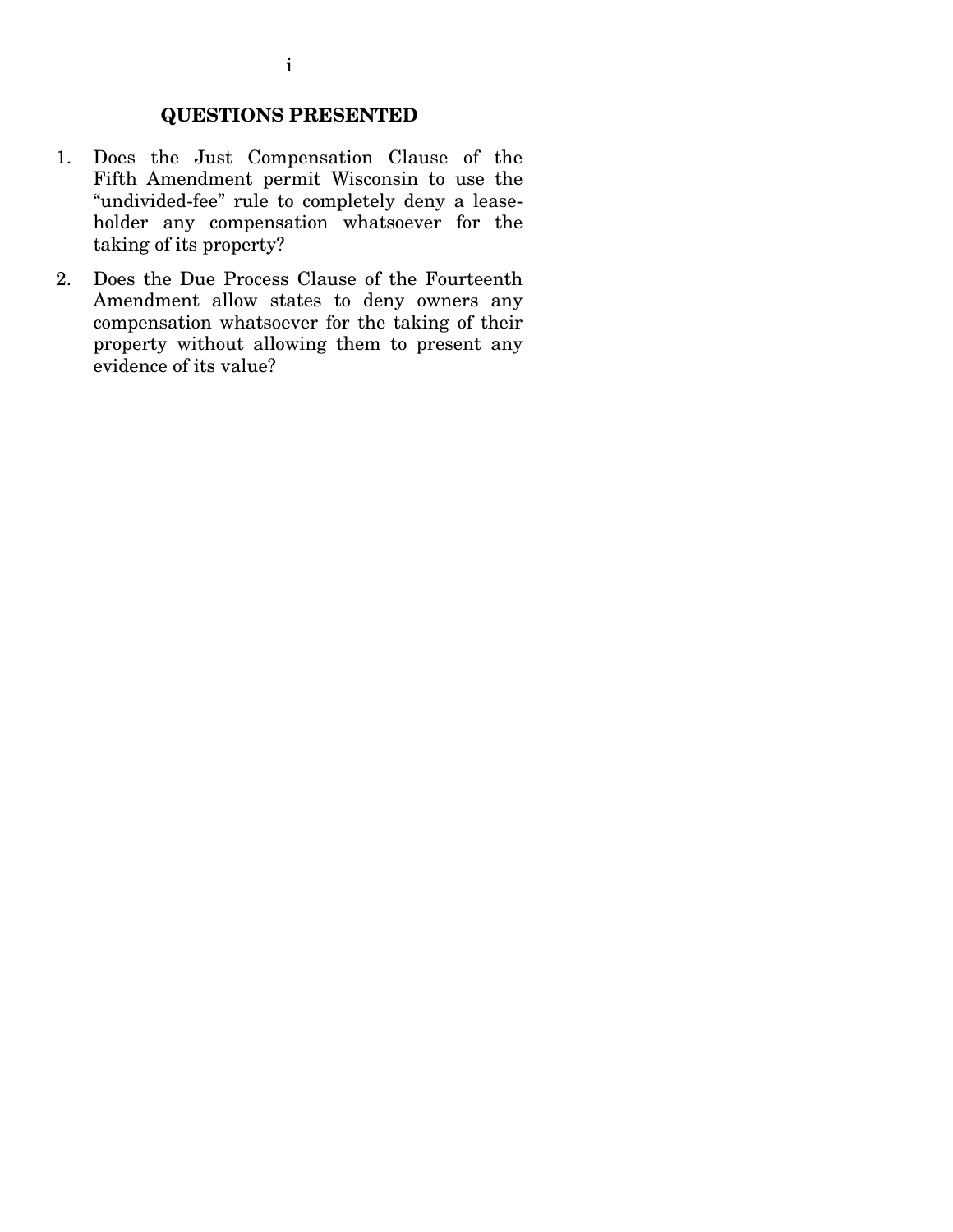## QUESTIONS PRESENTED

1. Does the Just Compensation Clause of the Fifth Amendment permit Wisconsin to use the "undivided-fee" rule to completely deny a leaseholder any compensation whatsoever for the taking of its property?

2. Does the Due Process Clause of the Fourteenth Amendment allow states to deny owners any compensation whatsoever for the taking of their property without allowing them to present any evidence of its value?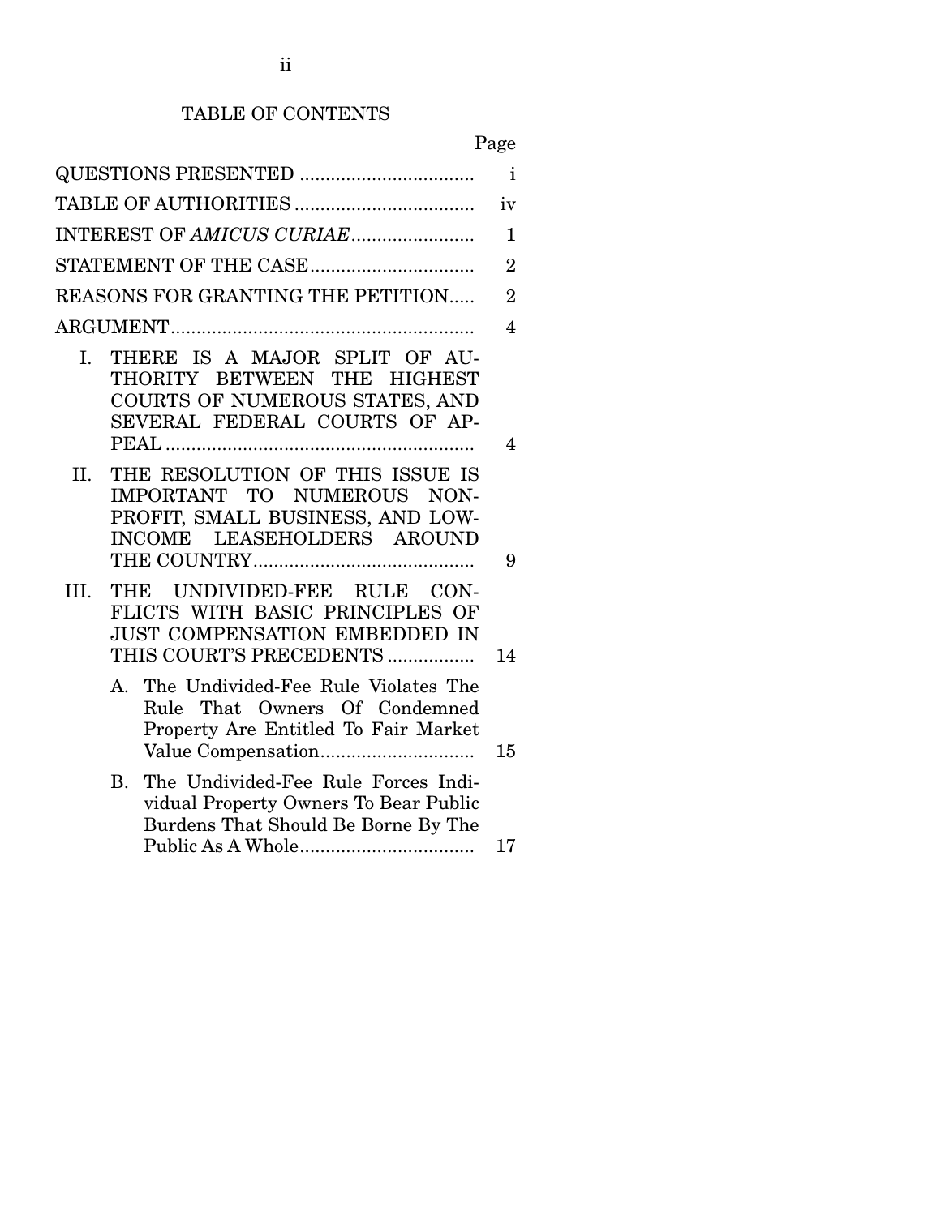# TABLE OF CONTENTS

| | Page |
|---|---|
| QUESTIONS PRESENTED | i |
| TABLE OF AUTHORITIES | iv |
| INTEREST OF *AMICUS CURIAE* | 1 |
| STATEMENT OF THE CASE | 2 |
| REASONS FOR GRANTING THE PETITION | 2 |
| ARGUMENT | 4 |
| I. THERE IS A MAJOR SPLIT OF AUTHORITY BETWEEN THE HIGHEST COURTS OF NUMEROUS STATES, AND SEVERAL FEDERAL COURTS OF APPEAL | 4 |
| II. THE RESOLUTION OF THIS ISSUE IS IMPORTANT TO NUMEROUS NON-PROFIT, SMALL BUSINESS, AND LOW-INCOME LEASEHOLDERS AROUND THE COUNTRY | 9 |
| III. THE UNDIVIDED-FEE RULE CONFLICTS WITH BASIC PRINCIPLES OF JUST COMPENSATION EMBEDDED IN THIS COURT'S PRECEDENTS | 14 |
| A. The Undivided-Fee Rule Violates The Rule That Owners Of Condemned Property Are Entitled To Fair Market Value Compensation | 15 |
| B. The Undivided-Fee Rule Forces Individual Property Owners To Bear Public Burdens That Should Be Borne By The Public As A Whole | 17 |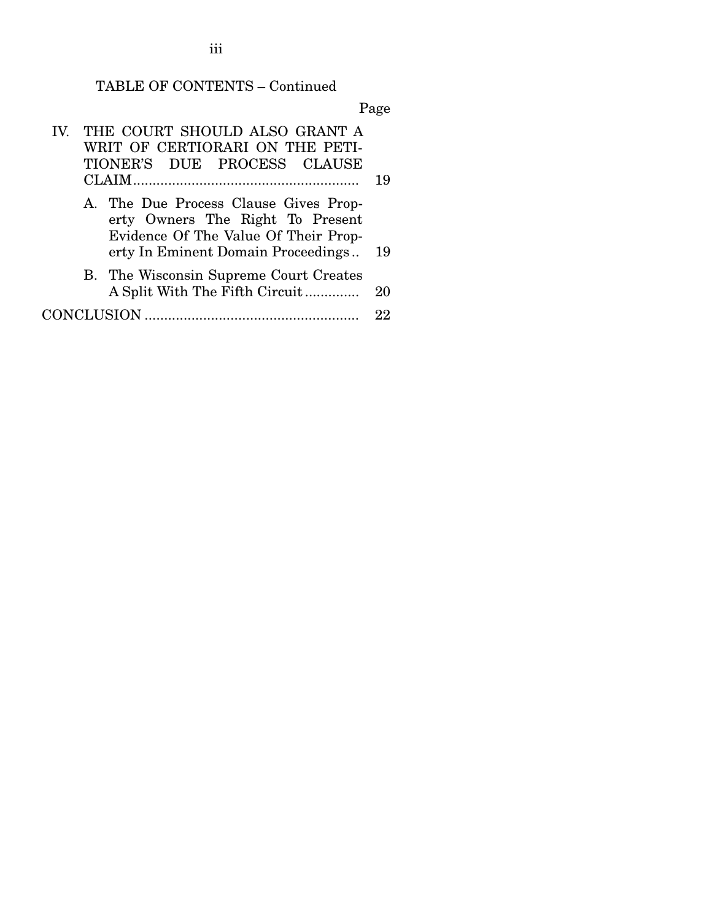TABLE OF CONTENTS – Continued

| | Page |
|---|---|
| IV. THE COURT SHOULD ALSO GRANT A WRIT OF CERTIORARI ON THE PETITIONER'S DUE PROCESS CLAUSE CLAIM | 19 |
| A. The Due Process Clause Gives Property Owners The Right To Present Evidence Of The Value Of Their Property In Eminent Domain Proceedings | 19 |
| B. The Wisconsin Supreme Court Creates A Split With The Fifth Circuit | 20 |
| CONCLUSION | 22 |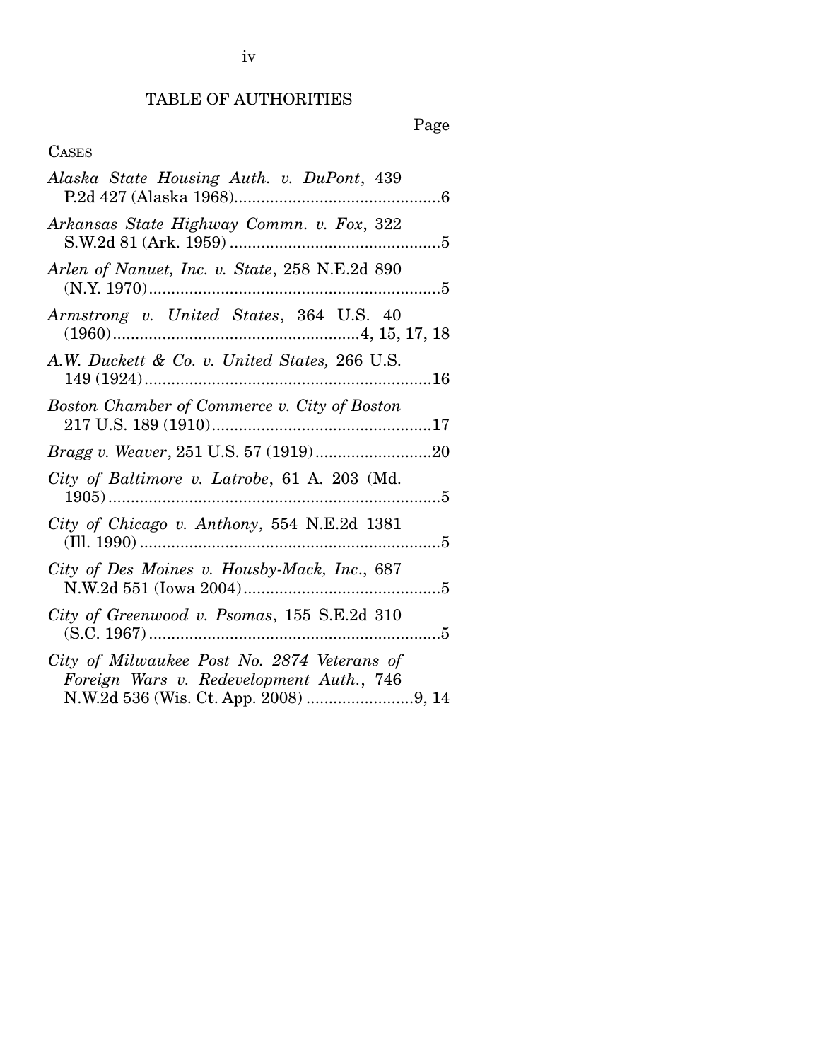# TABLE OF AUTHORITIES

Page

CASES

*Alaska State Housing Auth. v. DuPont*, 439 P.2d 427 (Alaska 1968) .......... 6

*Arkansas State Highway Commn. v. Fox*, 322 S.W.2d 81 (Ark. 1959) .......... 5

*Arlen of Nanuet, Inc. v. State*, 258 N.E.2d 890 (N.Y. 1970) .......... 5

*Armstrong v. United States*, 364 U.S. 40 (1960) .......... 4, 15, 17, 18

*A.W. Duckett & Co. v. United States,* 266 U.S. 149 (1924) .......... 16

*Boston Chamber of Commerce v. City of Boston* 217 U.S. 189 (1910) .......... 17

*Bragg v. Weaver*, 251 U.S. 57 (1919) .......... 20

*City of Baltimore v. Latrobe*, 61 A. 203 (Md. 1905) .......... 5

*City of Chicago v. Anthony*, 554 N.E.2d 1381 (Ill. 1990) .......... 5

*City of Des Moines v. Housby-Mack, Inc.*, 687 N.W.2d 551 (Iowa 2004) .......... 5

*City of Greenwood v. Psomas*, 155 S.E.2d 310 (S.C. 1967) .......... 5

*City of Milwaukee Post No. 2874 Veterans of Foreign Wars v. Redevelopment Auth.*, 746 N.W.2d 536 (Wis. Ct. App. 2008) .......... 9, 14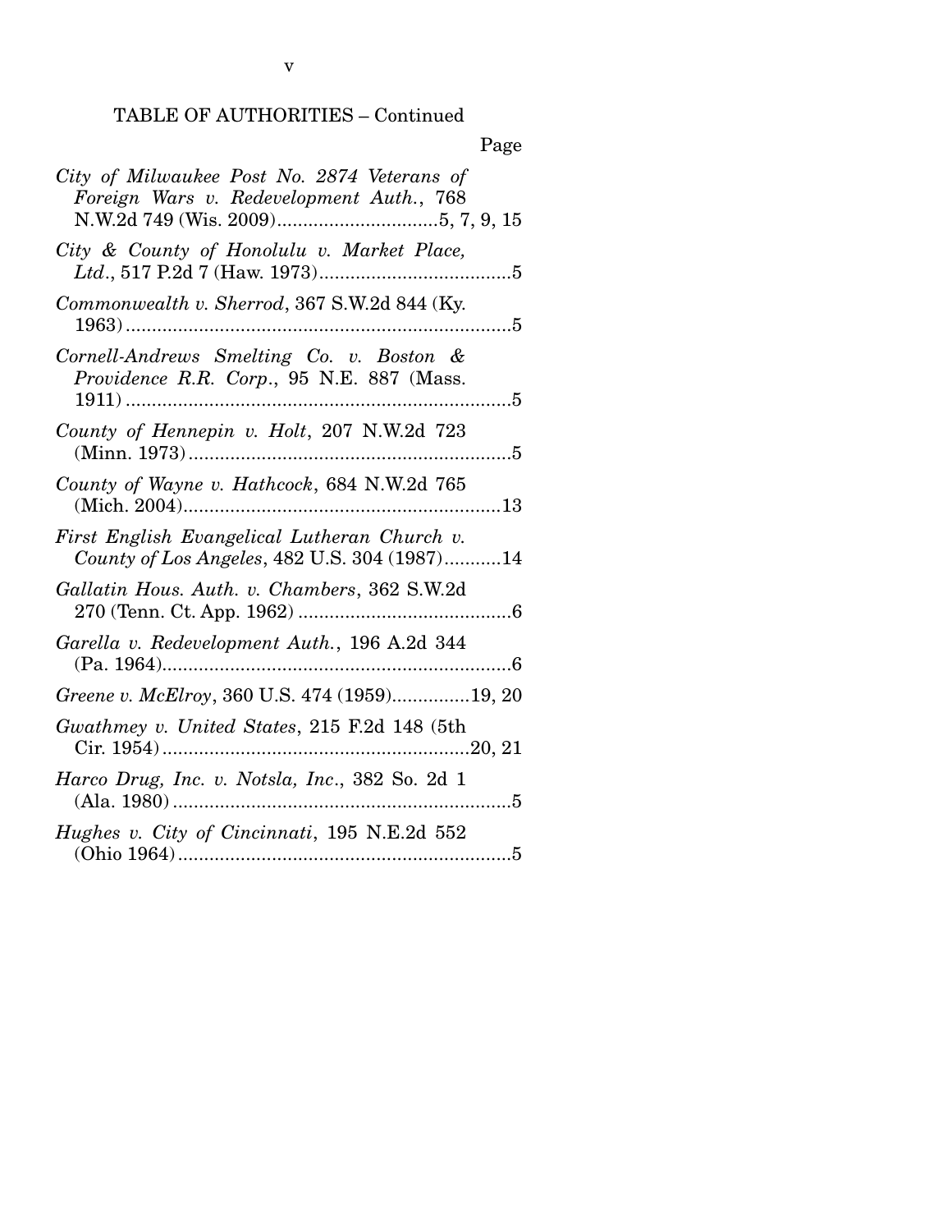TABLE OF AUTHORITIES – Continued

Page

*City of Milwaukee Post No. 2874 Veterans of Foreign Wars v. Redevelopment Auth.*, 768 N.W.2d 749 (Wis. 2009)..............................5, 7, 9, 15

*City & County of Honolulu v. Market Place, Ltd.*, 517 P.2d 7 (Haw. 1973)....................................5

*Commonwealth v. Sherrod*, 367 S.W.2d 844 (Ky. 1963)..........................................................................5

*Cornell-Andrews Smelting Co. v. Boston & Providence R.R. Corp.*, 95 N.E. 887 (Mass. 1911)..........................................................................5

*County of Hennepin v. Holt*, 207 N.W.2d 723 (Minn. 1973)..............................................................5

*County of Wayne v. Hathcock*, 684 N.W.2d 765 (Mich. 2004)............................................................13

*First English Evangelical Lutheran Church v. County of Los Angeles*, 482 U.S. 304 (1987)...........14

*Gallatin Hous. Auth. v. Chambers*, 362 S.W.2d 270 (Tenn. Ct. App. 1962) .........................................6

*Garella v. Redevelopment Auth.*, 196 A.2d 344 (Pa. 1964)..................................................................6

*Greene v. McElroy*, 360 U.S. 474 (1959)...............19, 20

*Gwathmey v. United States*, 215 F.2d 148 (5th Cir. 1954)..........................................................20, 21

*Harco Drug, Inc. v. Notsla, Inc.*, 382 So. 2d 1 (Ala. 1980).................................................................5

*Hughes v. City of Cincinnati*, 195 N.E.2d 552 (Ohio 1964)................................................................5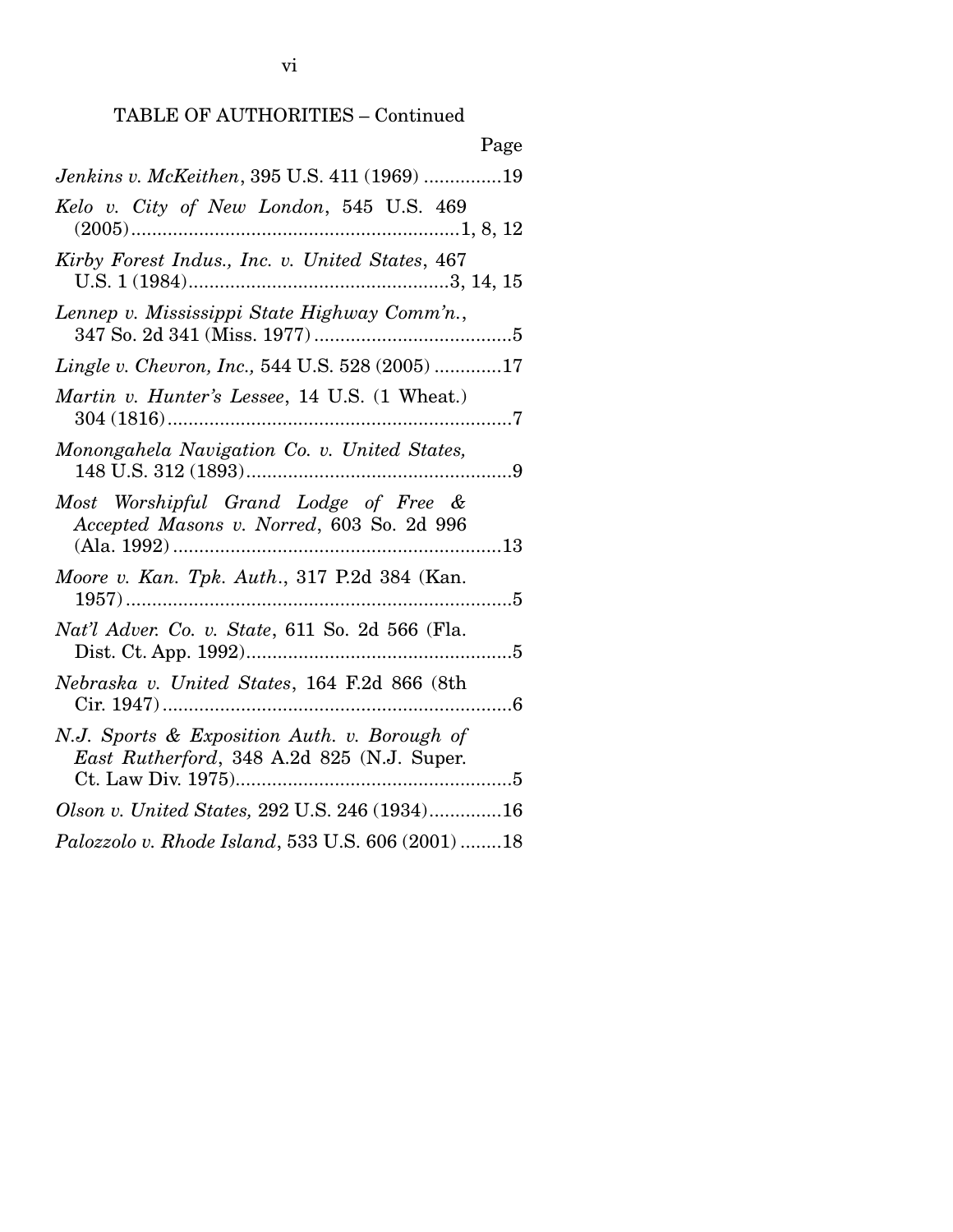TABLE OF AUTHORITIES – Continued

Page

*Jenkins v. McKeithen*, 395 U.S. 411 (1969) ...............19

*Kelo v. City of New London*, 545 U.S. 469 (2005)...............................................................1, 8, 12

*Kirby Forest Indus., Inc. v. United States*, 467 U.S. 1 (1984)..................................................3, 14, 15

*Lennep v. Mississippi State Highway Comm'n.*, 347 So. 2d 341 (Miss. 1977) ......................................5

*Lingle v. Chevron, Inc.,* 544 U.S. 528 (2005) .............17

*Martin v. Hunter's Lessee*, 14 U.S. (1 Wheat.) 304 (1816)..................................................................7

*Monongahela Navigation Co. v. United States,* 148 U.S. 312 (1893)...................................................9

*Most Worshipful Grand Lodge of Free & Accepted Masons v. Norred*, 603 So. 2d 996 (Ala. 1992) ................................................................13

*Moore v. Kan. Tpk. Auth.*, 317 P.2d 384 (Kan. 1957)..........................................................................5

*Nat'l Adver. Co. v. State*, 611 So. 2d 566 (Fla. Dist. Ct. App. 1992)...................................................5

*Nebraska v. United States*, 164 F.2d 866 (8th Cir. 1947)...................................................................6

*N.J. Sports & Exposition Auth. v. Borough of East Rutherford*, 348 A.2d 825 (N.J. Super. Ct. Law Div. 1975).....................................................5

*Olson v. United States,* 292 U.S. 246 (1934)..............16

*Palozzolo v. Rhode Island*, 533 U.S. 606 (2001) ........18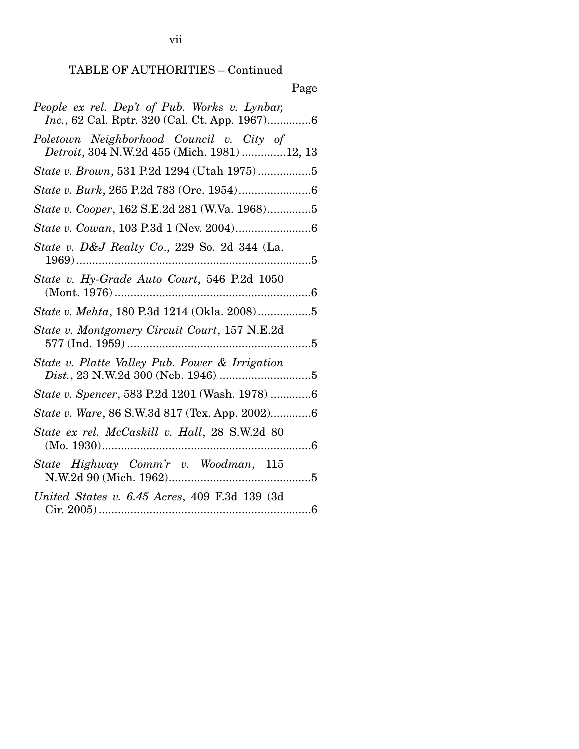TABLE OF AUTHORITIES – Continued

Page

*People ex rel. Dep't of Pub. Works v. Lynbar, Inc.*, 62 Cal. Rptr. 320 (Cal. Ct. App. 1967)..............6

*Poletown Neighborhood Council v. City of Detroit*, 304 N.W.2d 455 (Mich. 1981) ..............12, 13

*State v. Brown*, 531 P.2d 1294 (Utah 1975).................5

*State v. Burk*, 265 P.2d 783 (Ore. 1954).......................6

*State v. Cooper*, 162 S.E.2d 281 (W.Va. 1968)..............5

*State v. Cowan*, 103 P.3d 1 (Nev. 2004)........................6

*State v. D&J Realty Co.*, 229 So. 2d 344 (La. 1969)..........................................................................5

*State v. Hy-Grade Auto Court*, 546 P.2d 1050 (Mont. 1976)..............................................................6

*State v. Mehta*, 180 P.3d 1214 (Okla. 2008).................5

*State v. Montgomery Circuit Court*, 157 N.E.2d 577 (Ind. 1959)..........................................................5

*State v. Platte Valley Pub. Power & Irrigation Dist.*, 23 N.W.2d 300 (Neb. 1946) .............................5

*State v. Spencer*, 583 P.2d 1201 (Wash. 1978) .............6

*State v. Ware*, 86 S.W.3d 817 (Tex. App. 2002).............6

*State ex rel. McCaskill v. Hall*, 28 S.W.2d 80 (Mo. 1930)..................................................................6

*State Highway Comm'r v. Woodman*, 115 N.W.2d 90 (Mich. 1962).............................................5

*United States v. 6.45 Acres*, 409 F.3d 139 (3d Cir. 2005)...................................................................6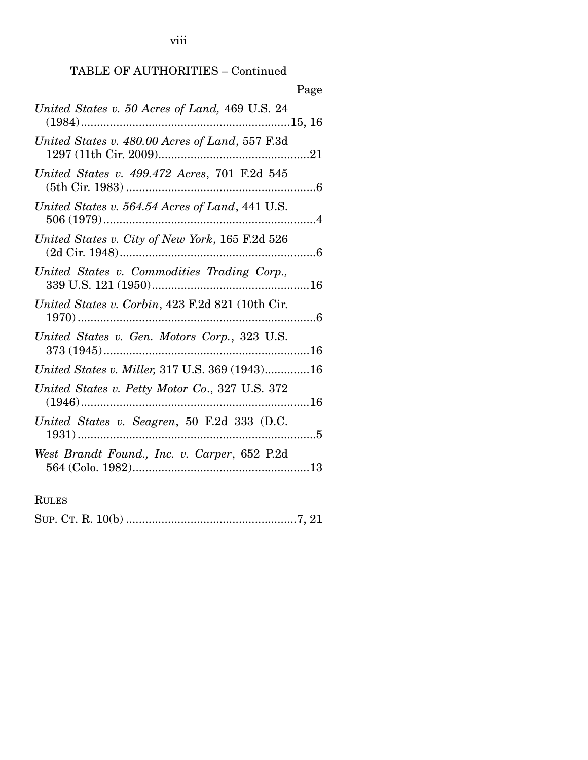TABLE OF AUTHORITIES – Continued

Page

*United States v. 50 Acres of Land,* 469 U.S. 24 (1984).................................................................15, 16

*United States v. 480.00 Acres of Land*, 557 F.3d 1297 (11th Cir. 2009)...............................................21

*United States v. 499.472 Acres*, 701 F.2d 545 (5th Cir. 1983) ...........................................................6

*United States v. 564.54 Acres of Land*, 441 U.S. 506 (1979)..................................................................4

*United States v. City of New York*, 165 F.2d 526 (2d Cir. 1948).............................................................6

*United States v. Commodities Trading Corp.,* 339 U.S. 121 (1950).................................................16

*United States v. Corbin*, 423 F.2d 821 (10th Cir. 1970)..........................................................................6

*United States v. Gen. Motors Corp.*, 323 U.S. 373 (1945)................................................................16

*United States v. Miller,* 317 U.S. 369 (1943)..............16

*United States v. Petty Motor Co*., 327 U.S. 372 (1946).......................................................................16

*United States v. Seagren*, 50 F.2d 333 (D.C. 1931)..........................................................................5

*West Brandt Found., Inc. v. Carper*, 652 P.2d 564 (Colo. 1982).......................................................13

RULES

SUP. CT. R. 10(b) .....................................................7, 21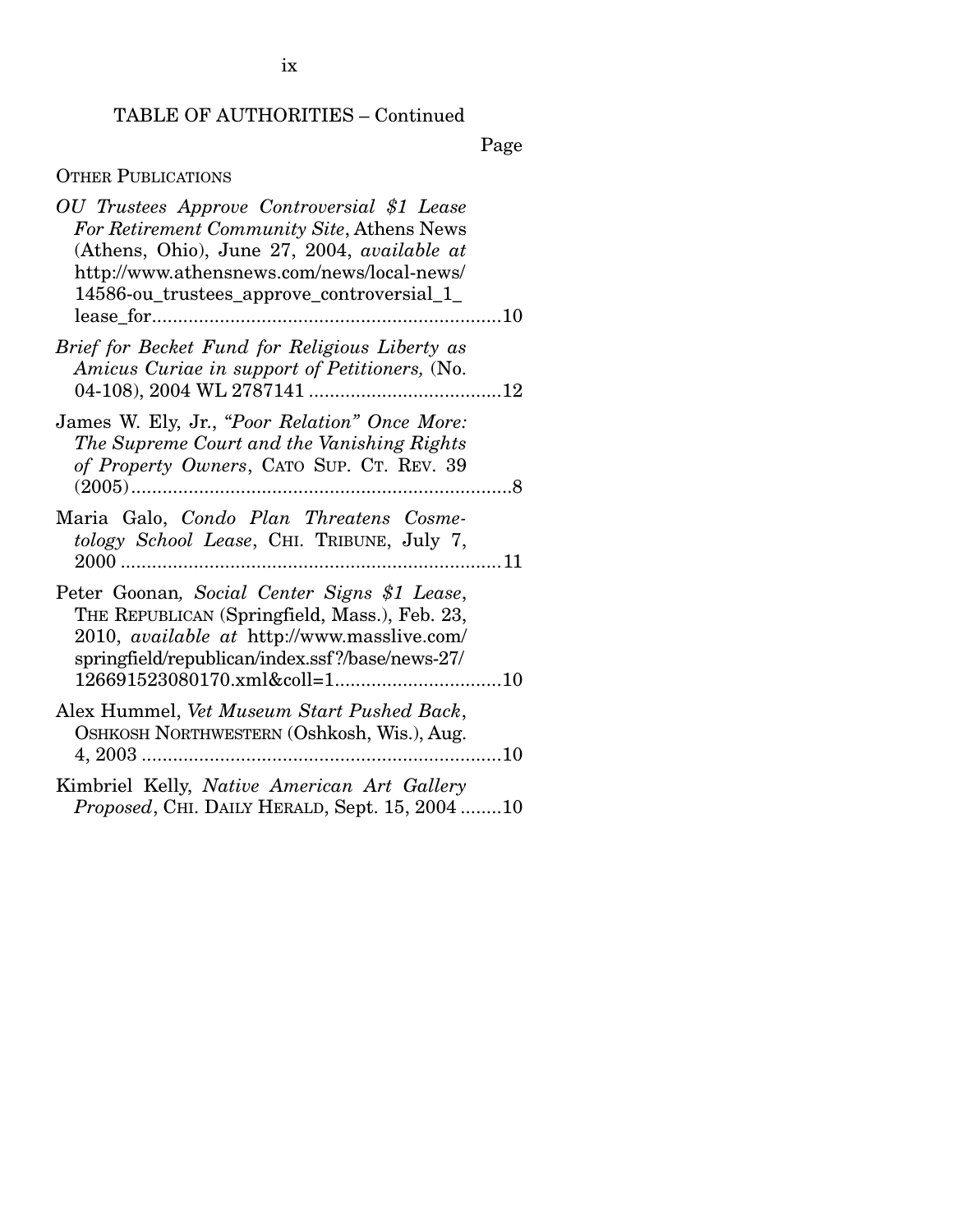TABLE OF AUTHORITIES – Continued

Page

OTHER PUBLICATIONS

*OU Trustees Approve Controversial $1 Lease For Retirement Community Site*, Athens News (Athens, Ohio), June 27, 2004, *available at* http://www.athensnews.com/news/local-news/14586-ou_trustees_approve_controversial_1_lease_for ....................10

*Brief for Becket Fund for Religious Liberty as Amicus Curiae in support of Petitioners,* (No. 04-108), 2004 WL 2787141 ....................12

James W. Ely, Jr., *"Poor Relation" Once More: The Supreme Court and the Vanishing Rights of Property Owners*, CATO SUP. CT. REV. 39 (2005) ....................8

Maria Galo, *Condo Plan Threatens Cosmetology School Lease*, CHI. TRIBUNE, July 7, 2000 ....................11

Peter Goonan*, Social Center Signs $1 Lease*, THE REPUBLICAN (Springfield, Mass.), Feb. 23, 2010, *available at* http://www.masslive.com/springfield/republican/index.ssf?/base/news-27/126691523080170.xml&coll=1 ....................10

Alex Hummel, *Vet Museum Start Pushed Back*, OSHKOSH NORTHWESTERN (Oshkosh, Wis.), Aug. 4, 2003 ....................10

Kimbriel Kelly, *Native American Art Gallery Proposed*, CHI. DAILY HERALD, Sept. 15, 2004 ....................10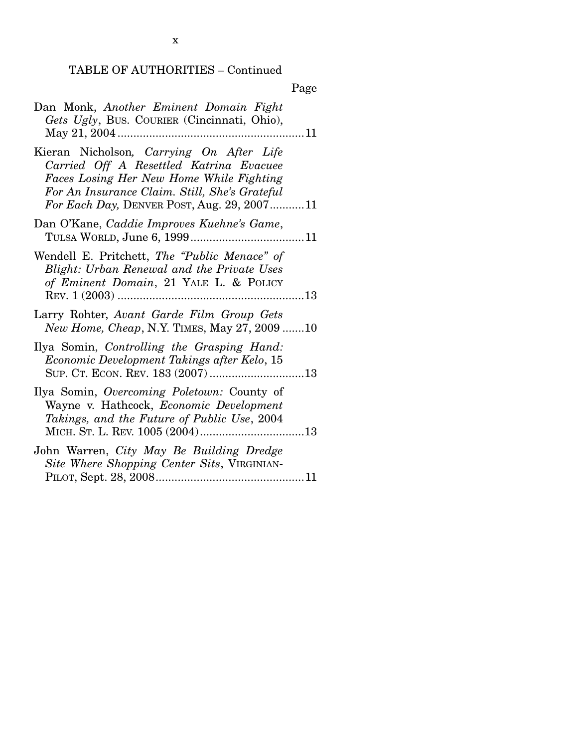TABLE OF AUTHORITIES – Continued

Page

Dan Monk, *Another Eminent Domain Fight Gets Ugly*, BUS. COURIER (Cincinnati, Ohio), May 21, 2004 ........................................................... 11

Kieran Nicholson*, Carrying On After Life Carried Off A Resettled Katrina Evacuee Faces Losing Her New Home While Fighting For An Insurance Claim. Still, She's Grateful For Each Day,* DENVER POST, Aug. 29, 2007 ........... 11

Dan O'Kane, *Caddie Improves Kuehne's Game*, TULSA WORLD, June 6, 1999 .................................... 11

Wendell E. Pritchett, *The "Public Menace" of Blight: Urban Renewal and the Private Uses of Eminent Domain*, 21 YALE L. & POLICY REV. 1 (2003) ........................................................... 13

Larry Rohter, *Avant Garde Film Group Gets New Home, Cheap*, N.Y. TIMES, May 27, 2009 ....... 10

Ilya Somin, *Controlling the Grasping Hand: Economic Development Takings after Kelo*, 15 SUP. CT. ECON. REV. 183 (2007) .............................. 13

Ilya Somin, *Overcoming Poletown:* County of Wayne v. Hathcock, *Economic Development Takings, and the Future of Public Use*, 2004 MICH. ST. L. REV. 1005 (2004) ................................. 13

John Warren, *City May Be Building Dredge Site Where Shopping Center Sits*, VIRGINIAN-PILOT, Sept. 28, 2008 ............................................... 11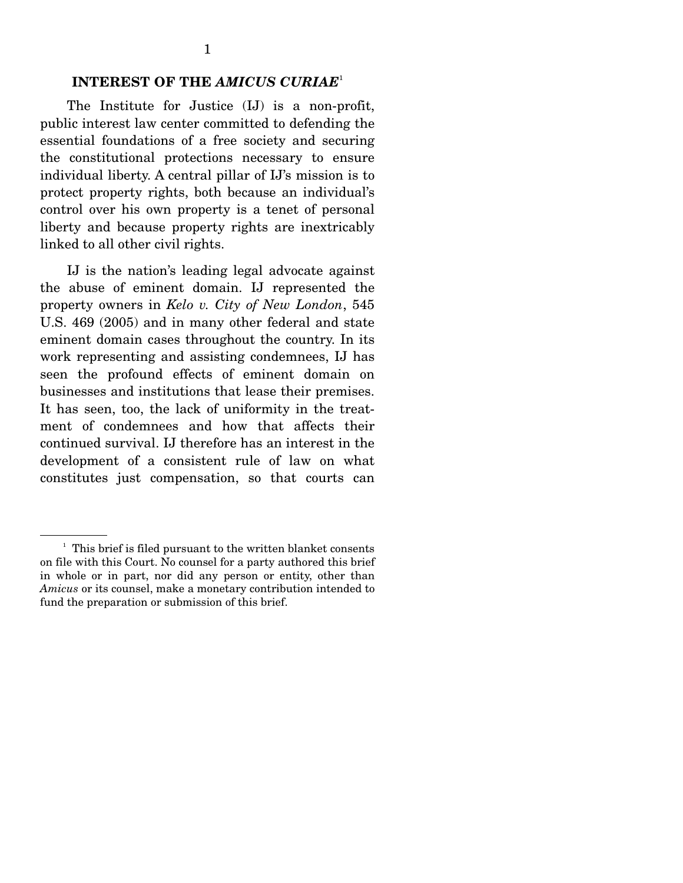## INTEREST OF THE *AMICUS CURIAE*[1]

The Institute for Justice (IJ) is a non-profit, public interest law center committed to defending the essential foundations of a free society and securing the constitutional protections necessary to ensure individual liberty. A central pillar of IJ's mission is to protect property rights, both because an individual's control over his own property is a tenet of personal liberty and because property rights are inextricably linked to all other civil rights.

IJ is the nation's leading legal advocate against the abuse of eminent domain. IJ represented the property owners in *Kelo v. City of New London*, 545 U.S. 469 (2005) and in many other federal and state eminent domain cases throughout the country. In its work representing and assisting condemnees, IJ has seen the profound effects of eminent domain on businesses and institutions that lease their premises. It has seen, too, the lack of uniformity in the treatment of condemnees and how that affects their continued survival. IJ therefore has an interest in the development of a consistent rule of law on what constitutes just compensation, so that courts can

---

[1] This brief is filed pursuant to the written blanket consents on file with this Court. No counsel for a party authored this brief in whole or in part, nor did any person or entity, other than *Amicus* or its counsel, make a monetary contribution intended to fund the preparation or submission of this brief.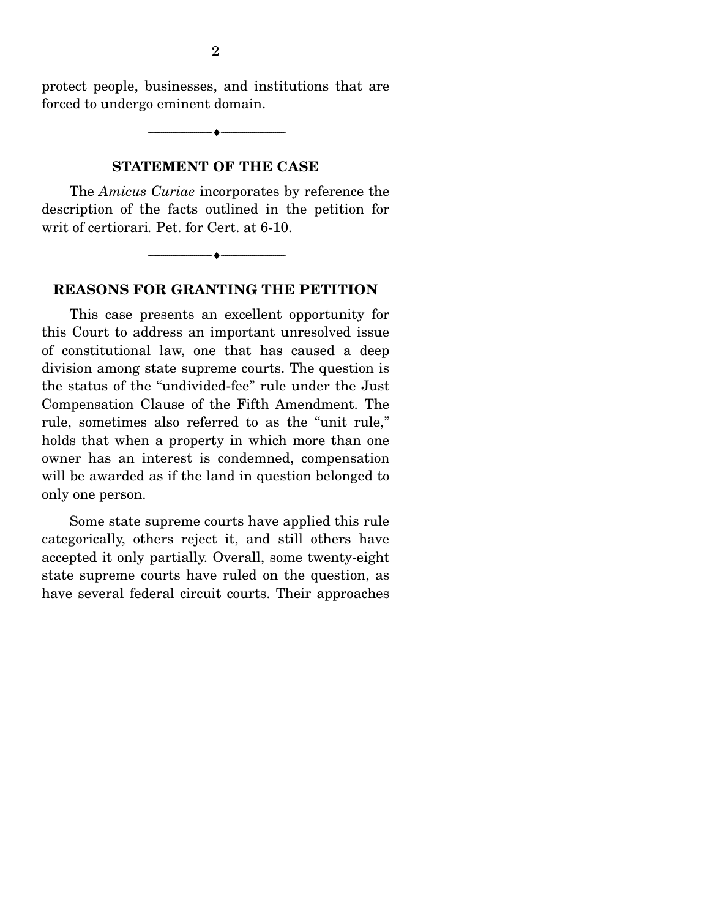protect people, businesses, and institutions that are forced to undergo eminent domain.

---

## STATEMENT OF THE CASE

The *Amicus Curiae* incorporates by reference the description of the facts outlined in the petition for writ of certiorari. Pet. for Cert. at 6-10.

---

## REASONS FOR GRANTING THE PETITION

This case presents an excellent opportunity for this Court to address an important unresolved issue of constitutional law, one that has caused a deep division among state supreme courts. The question is the status of the "undivided-fee" rule under the Just Compensation Clause of the Fifth Amendment. The rule, sometimes also referred to as the "unit rule," holds that when a property in which more than one owner has an interest is condemned, compensation will be awarded as if the land in question belonged to only one person.

Some state supreme courts have applied this rule categorically, others reject it, and still others have accepted it only partially. Overall, some twenty-eight state supreme courts have ruled on the question, as have several federal circuit courts. Their approaches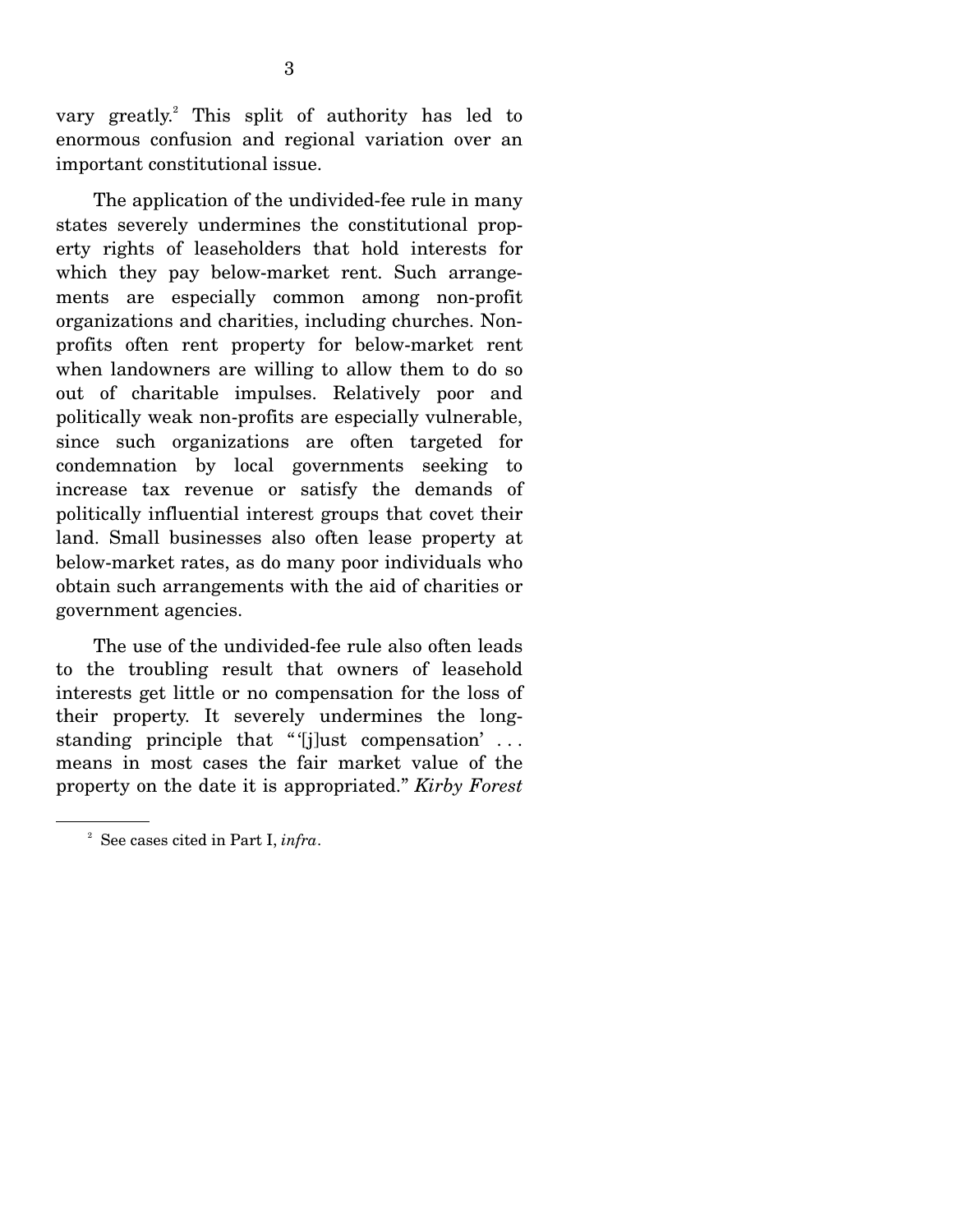vary greatly.[2] This split of authority has led to enormous confusion and regional variation over an important constitutional issue.

The application of the undivided-fee rule in many states severely undermines the constitutional property rights of leaseholders that hold interests for which they pay below-market rent. Such arrangements are especially common among non-profit organizations and charities, including churches. Non-profits often rent property for below-market rent when landowners are willing to allow them to do so out of charitable impulses. Relatively poor and politically weak non-profits are especially vulnerable, since such organizations are often targeted for condemnation by local governments seeking to increase tax revenue or satisfy the demands of politically influential interest groups that covet their land. Small businesses also often lease property at below-market rates, as do many poor individuals who obtain such arrangements with the aid of charities or government agencies.

The use of the undivided-fee rule also often leads to the troubling result that owners of leasehold interests get little or no compensation for the loss of their property. It severely undermines the long-standing principle that "'[j]ust compensation' . . . means in most cases the fair market value of the property on the date it is appropriated." *Kirby Forest*

---

[2] See cases cited in Part I, *infra*.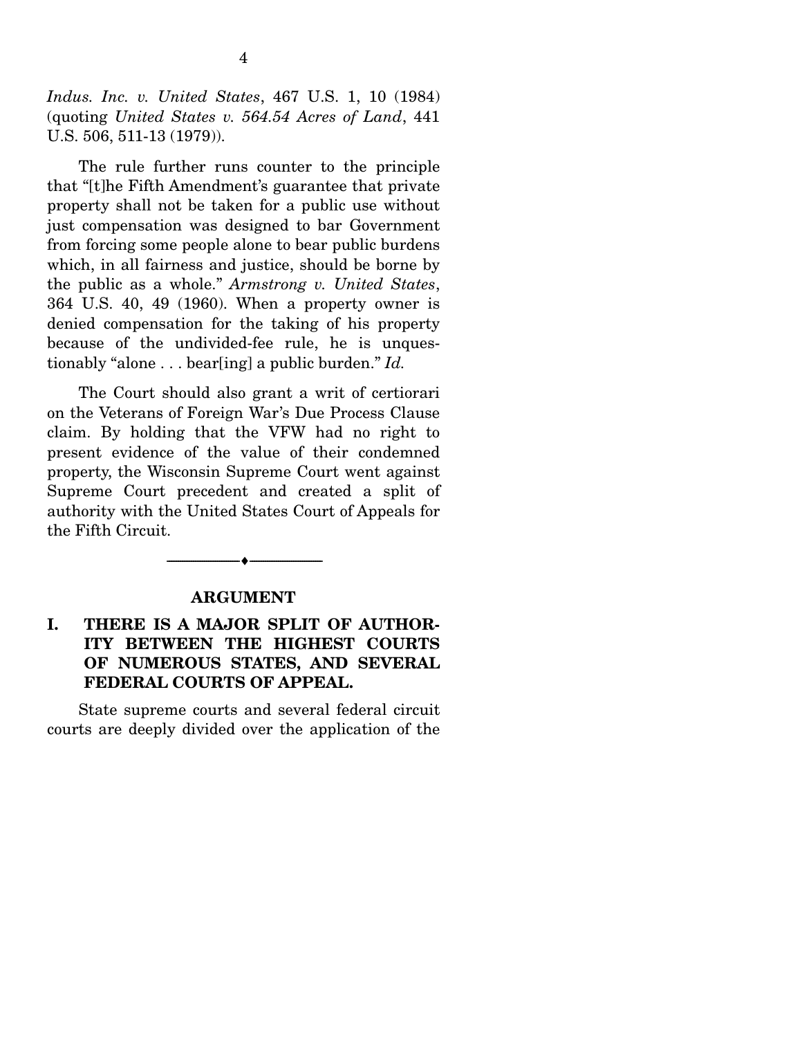*Indus. Inc. v. United States*, 467 U.S. 1, 10 (1984) (quoting *United States v. 564.54 Acres of Land*, 441 U.S. 506, 511-13 (1979)).

The rule further runs counter to the principle that "[t]he Fifth Amendment's guarantee that private property shall not be taken for a public use without just compensation was designed to bar Government from forcing some people alone to bear public burdens which, in all fairness and justice, should be borne by the public as a whole." *Armstrong v. United States*, 364 U.S. 40, 49 (1960). When a property owner is denied compensation for the taking of his property because of the undivided-fee rule, he is unquestionably "alone . . . bear[ing] a public burden." *Id.*

The Court should also grant a writ of certiorari on the Veterans of Foreign War's Due Process Clause claim. By holding that the VFW had no right to present evidence of the value of their condemned property, the Wisconsin Supreme Court went against Supreme Court precedent and created a split of authority with the United States Court of Appeals for the Fifth Circuit.

---

## ARGUMENT

### I. THERE IS A MAJOR SPLIT OF AUTHORITY BETWEEN THE HIGHEST COURTS OF NUMEROUS STATES, AND SEVERAL FEDERAL COURTS OF APPEAL.

State supreme courts and several federal circuit courts are deeply divided over the application of the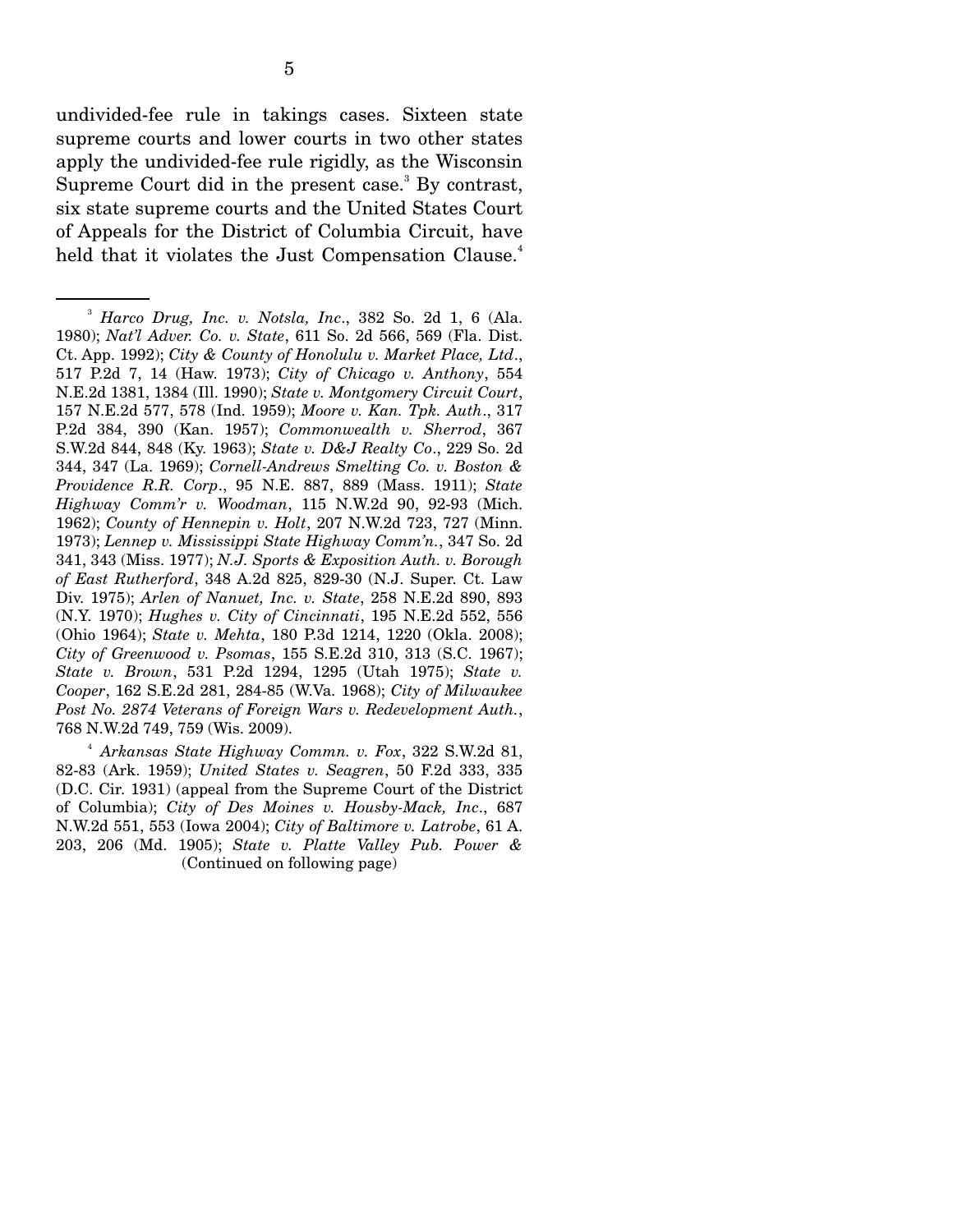undivided-fee rule in takings cases. Sixteen state supreme courts and lower courts in two other states apply the undivided-fee rule rigidly, as the Wisconsin Supreme Court did in the present case.[3] By contrast, six state supreme courts and the United States Court of Appeals for the District of Columbia Circuit, have held that it violates the Just Compensation Clause.[4]

---

[3] *Harco Drug, Inc. v. Notsla, Inc*., 382 So. 2d 1, 6 (Ala. 1980); *Nat'l Adver. Co. v. State*, 611 So. 2d 566, 569 (Fla. Dist. Ct. App. 1992); *City & County of Honolulu v. Market Place, Ltd*., 517 P.2d 7, 14 (Haw. 1973); *City of Chicago v. Anthony*, 554 N.E.2d 1381, 1384 (Ill. 1990); *State v. Montgomery Circuit Court*, 157 N.E.2d 577, 578 (Ind. 1959); *Moore v. Kan. Tpk. Auth*., 317 P.2d 384, 390 (Kan. 1957); *Commonwealth v. Sherrod*, 367 S.W.2d 844, 848 (Ky. 1963); *State v. D&J Realty Co*., 229 So. 2d 344, 347 (La. 1969); *Cornell-Andrews Smelting Co. v. Boston & Providence R.R. Corp*., 95 N.E. 887, 889 (Mass. 1911); *State Highway Comm'r v. Woodman*, 115 N.W.2d 90, 92-93 (Mich. 1962); *County of Hennepin v. Holt*, 207 N.W.2d 723, 727 (Minn. 1973); *Lennep v. Mississippi State Highway Comm'n.*, 347 So. 2d 341, 343 (Miss. 1977); *N.J. Sports & Exposition Auth. v. Borough of East Rutherford*, 348 A.2d 825, 829-30 (N.J. Super. Ct. Law Div. 1975); *Arlen of Nanuet, Inc. v. State*, 258 N.E.2d 890, 893 (N.Y. 1970); *Hughes v. City of Cincinnati*, 195 N.E.2d 552, 556 (Ohio 1964); *State v. Mehta*, 180 P.3d 1214, 1220 (Okla. 2008); *City of Greenwood v. Psomas*, 155 S.E.2d 310, 313 (S.C. 1967); *State v. Brown*, 531 P.2d 1294, 1295 (Utah 1975); *State v. Cooper*, 162 S.E.2d 281, 284-85 (W.Va. 1968); *City of Milwaukee Post No. 2874 Veterans of Foreign Wars v. Redevelopment Auth.*, 768 N.W.2d 749, 759 (Wis. 2009).

[4] *Arkansas State Highway Commn. v. Fox*, 322 S.W.2d 81, 82-83 (Ark. 1959); *United States v. Seagren*, 50 F.2d 333, 335 (D.C. Cir. 1931) (appeal from the Supreme Court of the District of Columbia); *City of Des Moines v. Housby-Mack, Inc*., 687 N.W.2d 551, 553 (Iowa 2004); *City of Baltimore v. Latrobe*, 61 A. 203, 206 (Md. 1905); *State v. Platte Valley Pub. Power &*

(Continued on following page)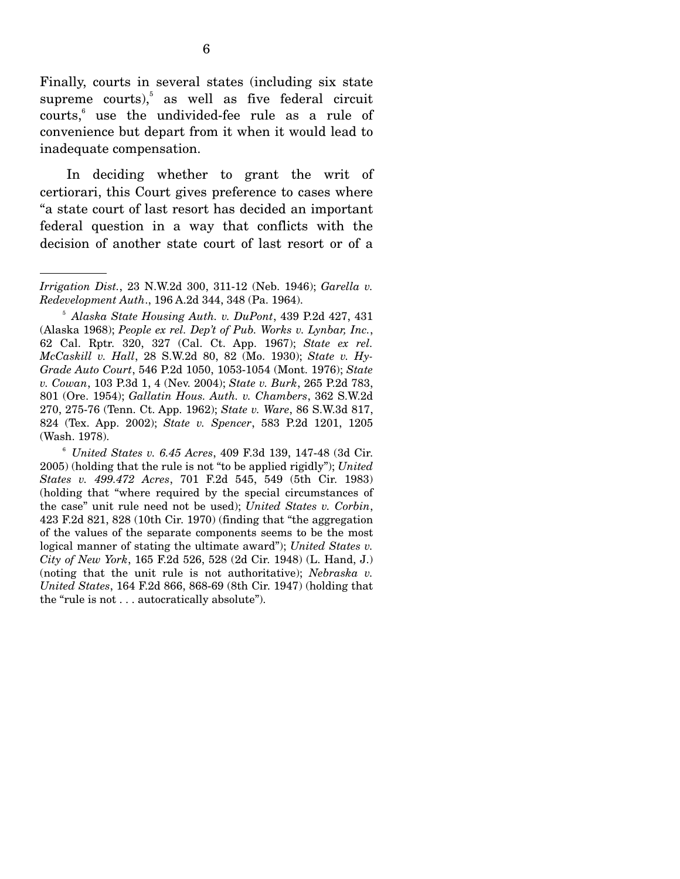Finally, courts in several states (including six state supreme courts),[5] as well as five federal circuit courts,[6] use the undivided-fee rule as a rule of convenience but depart from it when it would lead to inadequate compensation.

In deciding whether to grant the writ of certiorari, this Court gives preference to cases where "a state court of last resort has decided an important federal question in a way that conflicts with the decision of another state court of last resort or of a

---

*Irrigation Dist.*, 23 N.W.2d 300, 311-12 (Neb. 1946); *Garella v. Redevelopment Auth*., 196 A.2d 344, 348 (Pa. 1964).

[5] *Alaska State Housing Auth. v. DuPont*, 439 P.2d 427, 431 (Alaska 1968); *People ex rel. Dep't of Pub. Works v. Lynbar, Inc.*, 62 Cal. Rptr. 320, 327 (Cal. Ct. App. 1967); *State ex rel. McCaskill v. Hall*, 28 S.W.2d 80, 82 (Mo. 1930); *State v. Hy-Grade Auto Court*, 546 P.2d 1050, 1053-1054 (Mont. 1976); *State v. Cowan*, 103 P.3d 1, 4 (Nev. 2004); *State v. Burk*, 265 P.2d 783, 801 (Ore. 1954); *Gallatin Hous. Auth. v. Chambers*, 362 S.W.2d 270, 275-76 (Tenn. Ct. App. 1962); *State v. Ware*, 86 S.W.3d 817, 824 (Tex. App. 2002); *State v. Spencer*, 583 P.2d 1201, 1205 (Wash. 1978).

[6] *United States v. 6.45 Acres*, 409 F.3d 139, 147-48 (3d Cir. 2005) (holding that the rule is not "to be applied rigidly"); *United States v. 499.472 Acres*, 701 F.2d 545, 549 (5th Cir. 1983) (holding that "where required by the special circumstances of the case" unit rule need not be used); *United States v. Corbin*, 423 F.2d 821, 828 (10th Cir. 1970) (finding that "the aggregation of the values of the separate components seems to be the most logical manner of stating the ultimate award"); *United States v. City of New York*, 165 F.2d 526, 528 (2d Cir. 1948) (L. Hand, J.) (noting that the unit rule is not authoritative); *Nebraska v. United States*, 164 F.2d 866, 868-69 (8th Cir. 1947) (holding that the "rule is not . . . autocratically absolute").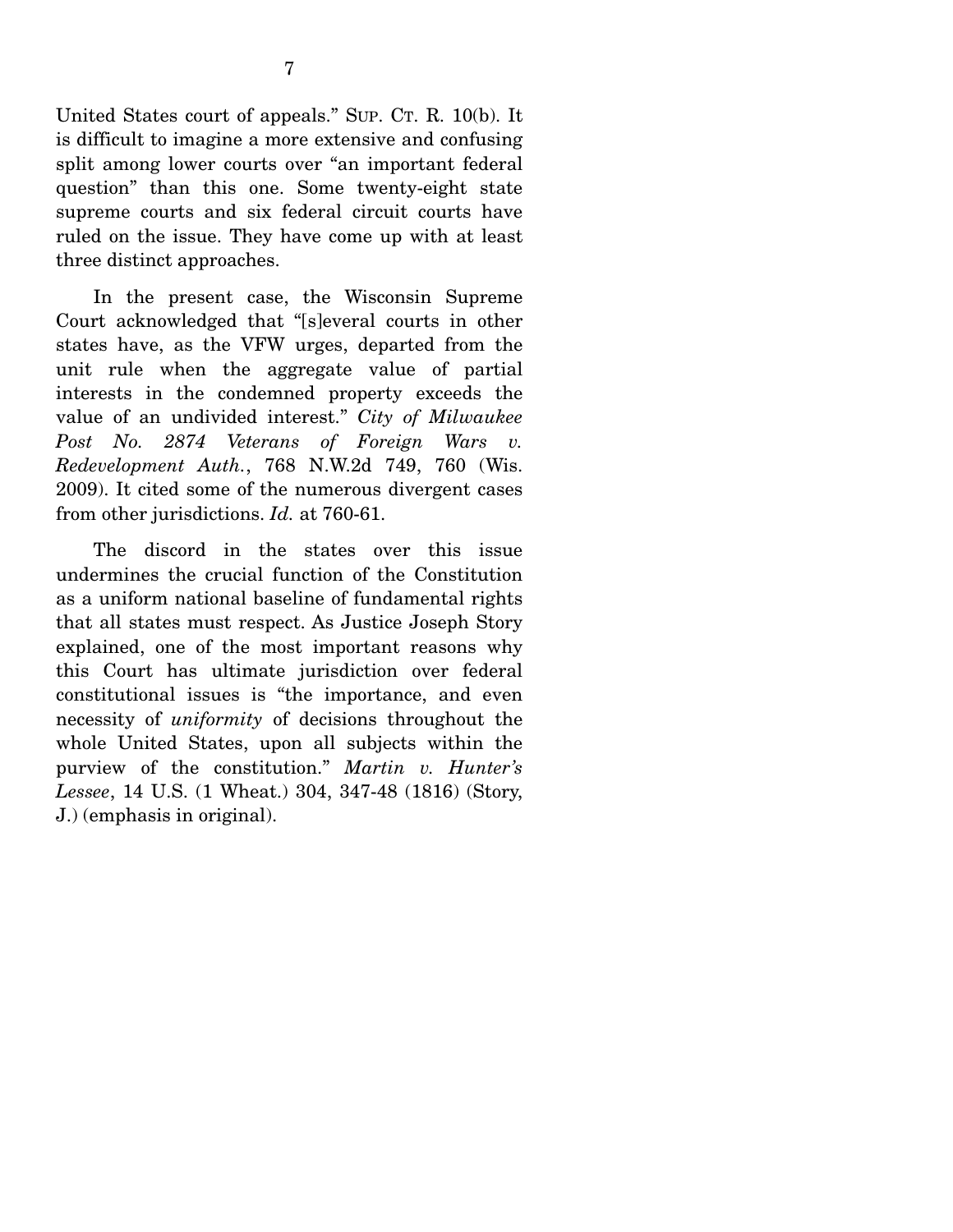United States court of appeals." SUP. CT. R. 10(b). It is difficult to imagine a more extensive and confusing split among lower courts over "an important federal question" than this one. Some twenty-eight state supreme courts and six federal circuit courts have ruled on the issue. They have come up with at least three distinct approaches.

In the present case, the Wisconsin Supreme Court acknowledged that "[s]everal courts in other states have, as the VFW urges, departed from the unit rule when the aggregate value of partial interests in the condemned property exceeds the value of an undivided interest." *City of Milwaukee Post No. 2874 Veterans of Foreign Wars v. Redevelopment Auth.*, 768 N.W.2d 749, 760 (Wis. 2009). It cited some of the numerous divergent cases from other jurisdictions. *Id.* at 760-61.

The discord in the states over this issue undermines the crucial function of the Constitution as a uniform national baseline of fundamental rights that all states must respect. As Justice Joseph Story explained, one of the most important reasons why this Court has ultimate jurisdiction over federal constitutional issues is "the importance, and even necessity of *uniformity* of decisions throughout the whole United States, upon all subjects within the purview of the constitution." *Martin v. Hunter's Lessee*, 14 U.S. (1 Wheat.) 304, 347-48 (1816) (Story, J.) (emphasis in original).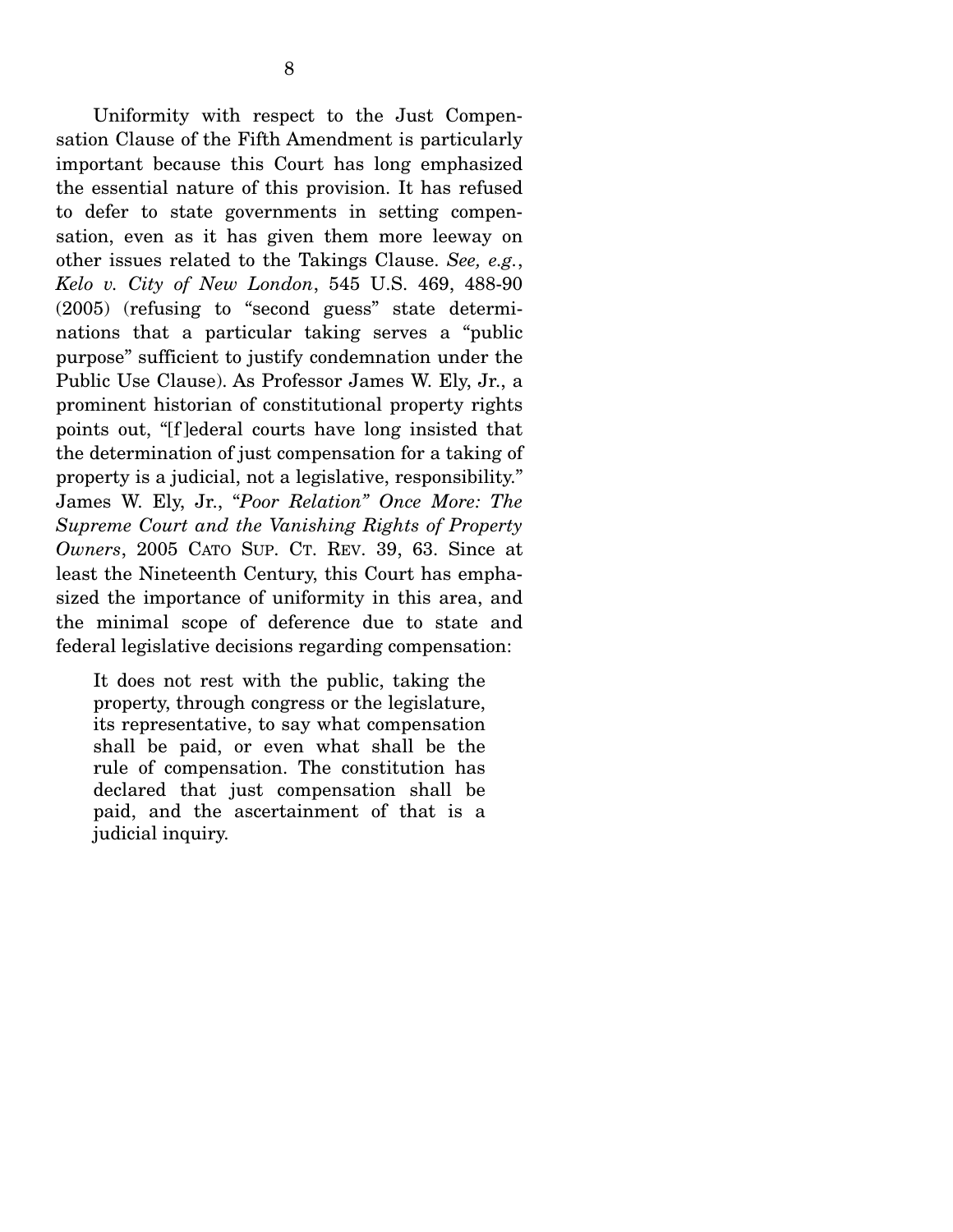Uniformity with respect to the Just Compensation Clause of the Fifth Amendment is particularly important because this Court has long emphasized the essential nature of this provision. It has refused to defer to state governments in setting compensation, even as it has given them more leeway on other issues related to the Takings Clause. *See, e.g.*, *Kelo v. City of New London*, 545 U.S. 469, 488-90 (2005) (refusing to "second guess" state determinations that a particular taking serves a "public purpose" sufficient to justify condemnation under the Public Use Clause). As Professor James W. Ely, Jr., a prominent historian of constitutional property rights points out, "[f]ederal courts have long insisted that the determination of just compensation for a taking of property is a judicial, not a legislative, responsibility." James W. Ely, Jr., *"Poor Relation" Once More: The Supreme Court and the Vanishing Rights of Property Owners*, 2005 CATO SUP. CT. REV. 39, 63. Since at least the Nineteenth Century, this Court has emphasized the importance of uniformity in this area, and the minimal scope of deference due to state and federal legislative decisions regarding compensation:

> It does not rest with the public, taking the property, through congress or the legislature, its representative, to say what compensation shall be paid, or even what shall be the rule of compensation. The constitution has declared that just compensation shall be paid, and the ascertainment of that is a judicial inquiry.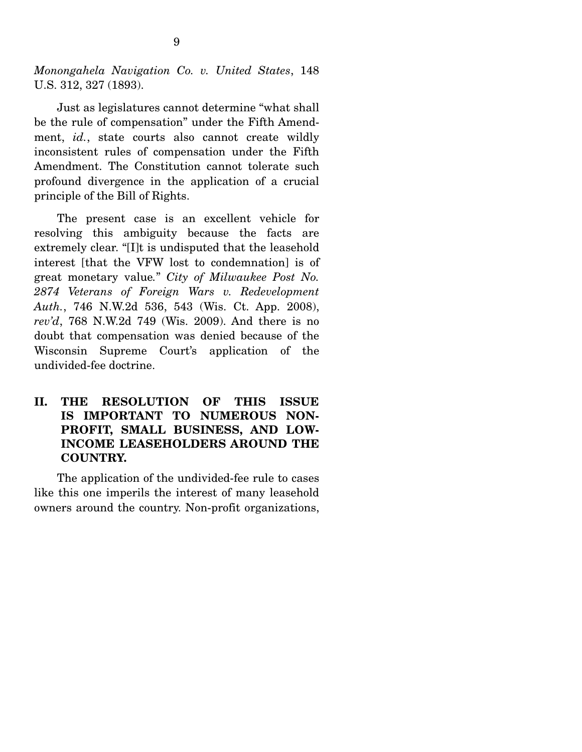*Monongahela Navigation Co. v. United States*, 148 U.S. 312, 327 (1893).

Just as legislatures cannot determine "what shall be the rule of compensation" under the Fifth Amendment, *id.*, state courts also cannot create wildly inconsistent rules of compensation under the Fifth Amendment. The Constitution cannot tolerate such profound divergence in the application of a crucial principle of the Bill of Rights.

The present case is an excellent vehicle for resolving this ambiguity because the facts are extremely clear. "[I]t is undisputed that the leasehold interest [that the VFW lost to condemnation] is of great monetary value." *City of Milwaukee Post No. 2874 Veterans of Foreign Wars v. Redevelopment Auth.*, 746 N.W.2d 536, 543 (Wis. Ct. App. 2008), *rev'd*, 768 N.W.2d 749 (Wis. 2009). And there is no doubt that compensation was denied because of the Wisconsin Supreme Court's application of the undivided-fee doctrine.

## II. THE RESOLUTION OF THIS ISSUE IS IMPORTANT TO NUMEROUS NON-PROFIT, SMALL BUSINESS, AND LOW-INCOME LEASEHOLDERS AROUND THE COUNTRY.

The application of the undivided-fee rule to cases like this one imperils the interest of many leasehold owners around the country. Non-profit organizations,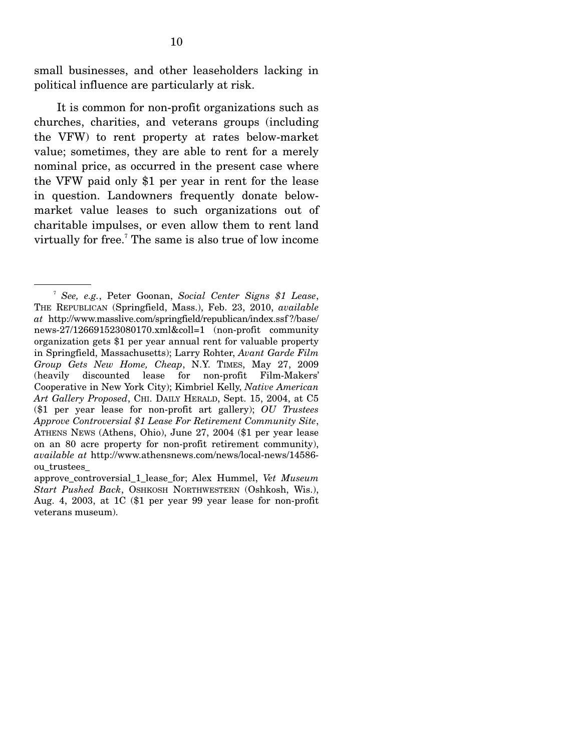small businesses, and other leaseholders lacking in political influence are particularly at risk.

It is common for non-profit organizations such as churches, charities, and veterans groups (including the VFW) to rent property at rates below-market value; sometimes, they are able to rent for a merely nominal price, as occurred in the present case where the VFW paid only $1 per year in rent for the lease in question. Landowners frequently donate below-market value leases to such organizations out of charitable impulses, or even allow them to rent land virtually for free.[7] The same is also true of low income

---

[7] *See, e.g.*, Peter Goonan, *Social Center Signs $1 Lease*, THE REPUBLICAN (Springfield, Mass.), Feb. 23, 2010, *available at* http://www.masslive.com/springfield/republican/index.ssf?/base/news-27/126691523080170.xml&coll=1 (non-profit community organization gets $1 per year annual rent for valuable property in Springfield, Massachusetts); Larry Rohter, *Avant Garde Film Group Gets New Home, Cheap*, N.Y. TIMES, May 27, 2009 (heavily discounted lease for non-profit Film-Makers' Cooperative in New York City); Kimbriel Kelly, *Native American Art Gallery Proposed*, CHI. DAILY HERALD, Sept. 15, 2004, at C5 ($1 per year lease for non-profit art gallery); *OU Trustees Approve Controversial $1 Lease For Retirement Community Site*, ATHENS NEWS (Athens, Ohio), June 27, 2004 ($1 per year lease on an 80 acre property for non-profit retirement community), *available at* http://www.athensnews.com/news/local-news/14586-ou_trustees_approve_controversial_1_lease_for; Alex Hummel, *Vet Museum Start Pushed Back*, OSHKOSH NORTHWESTERN (Oshkosh, Wis.), Aug. 4, 2003, at 1C ($1 per year 99 year lease for non-profit veterans museum).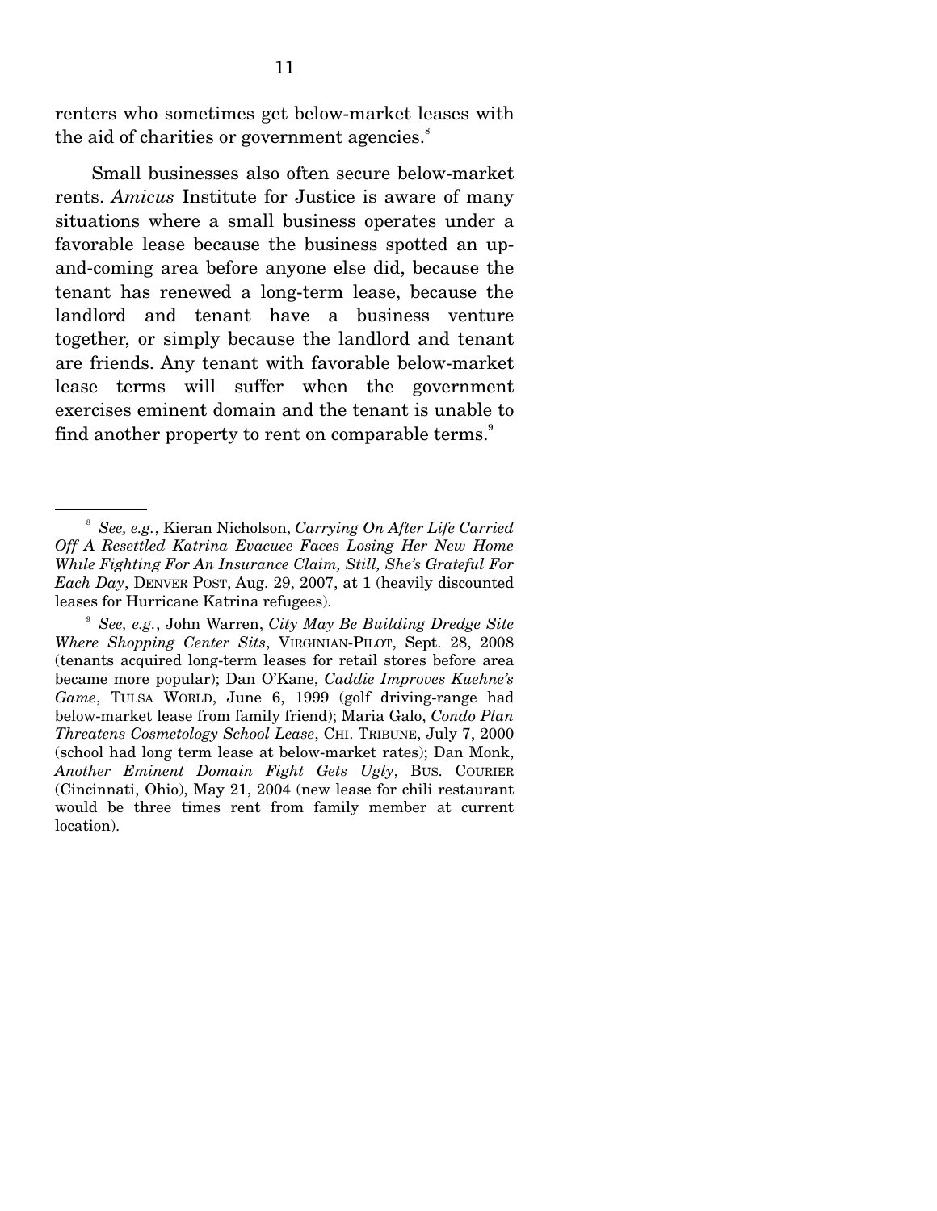renters who sometimes get below-market leases with the aid of charities or government agencies.[8]

Small businesses also often secure below-market rents. *Amicus* Institute for Justice is aware of many situations where a small business operates under a favorable lease because the business spotted an up-and-coming area before anyone else did, because the tenant has renewed a long-term lease, because the landlord and tenant have a business venture together, or simply because the landlord and tenant are friends. Any tenant with favorable below-market lease terms will suffer when the government exercises eminent domain and the tenant is unable to find another property to rent on comparable terms.[9]

---

[8] *See, e.g.*, Kieran Nicholson, *Carrying On After Life Carried Off A Resettled Katrina Evacuee Faces Losing Her New Home While Fighting For An Insurance Claim, Still, She's Grateful For Each Day*, DENVER POST, Aug. 29, 2007, at 1 (heavily discounted leases for Hurricane Katrina refugees).

[9] *See, e.g.*, John Warren, *City May Be Building Dredge Site Where Shopping Center Sits*, VIRGINIAN-PILOT, Sept. 28, 2008 (tenants acquired long-term leases for retail stores before area became more popular); Dan O'Kane, *Caddie Improves Kuehne's Game*, TULSA WORLD, June 6, 1999 (golf driving-range had below-market lease from family friend); Maria Galo, *Condo Plan Threatens Cosmetology School Lease*, CHI. TRIBUNE, July 7, 2000 (school had long term lease at below-market rates); Dan Monk, *Another Eminent Domain Fight Gets Ugly*, BUS. COURIER (Cincinnati, Ohio), May 21, 2004 (new lease for chili restaurant would be three times rent from family member at current location).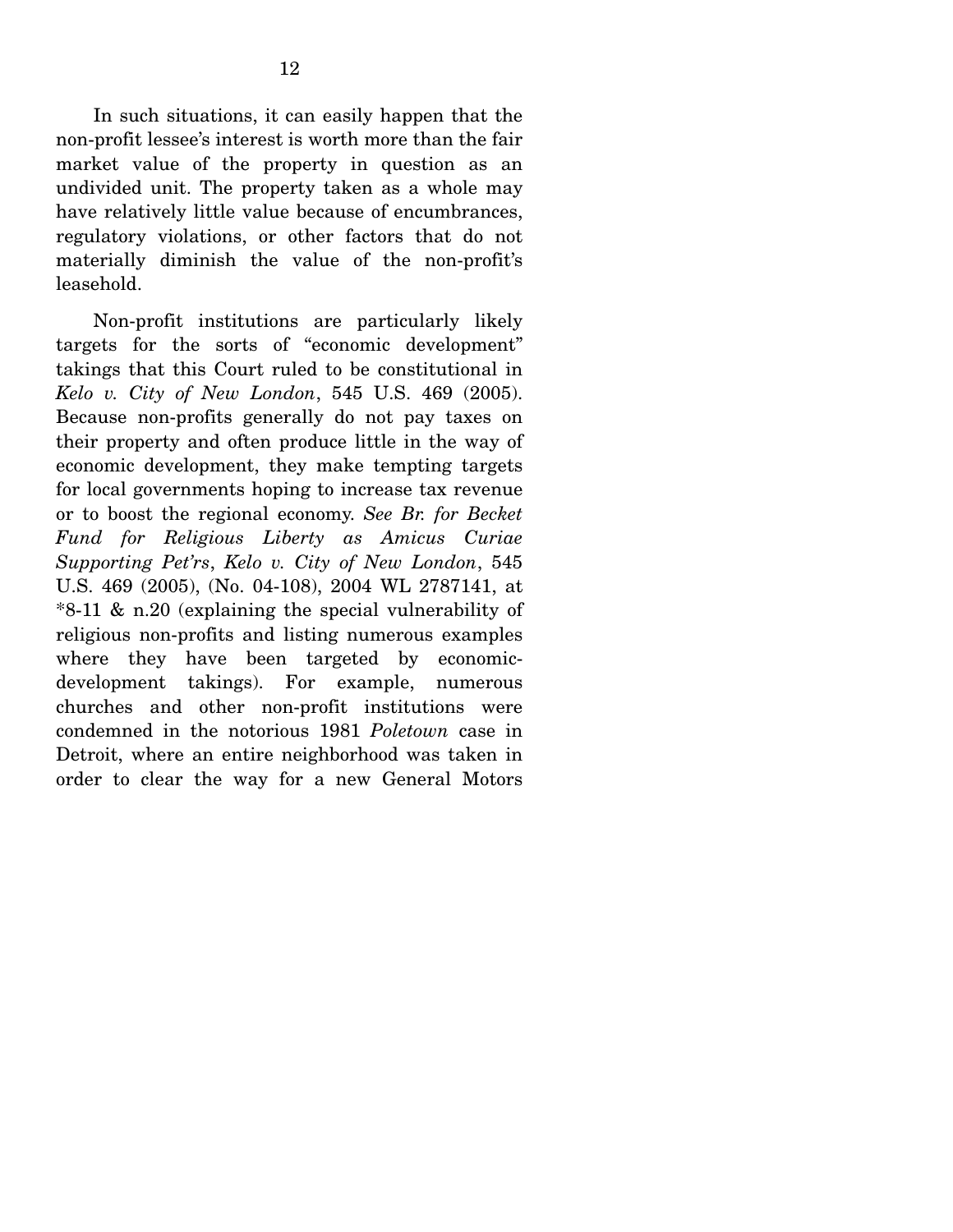In such situations, it can easily happen that the non-profit lessee's interest is worth more than the fair market value of the property in question as an undivided unit. The property taken as a whole may have relatively little value because of encumbrances, regulatory violations, or other factors that do not materially diminish the value of the non-profit's leasehold.

Non-profit institutions are particularly likely targets for the sorts of "economic development" takings that this Court ruled to be constitutional in *Kelo v. City of New London*, 545 U.S. 469 (2005). Because non-profits generally do not pay taxes on their property and often produce little in the way of economic development, they make tempting targets for local governments hoping to increase tax revenue or to boost the regional economy. *See Br. for Becket Fund for Religious Liberty as Amicus Curiae Supporting Pet'rs*, *Kelo v. City of New London*, 545 U.S. 469 (2005), (No. 04-108), 2004 WL 2787141, at *8-11 & n.20 (explaining the special vulnerability of religious non-profits and listing numerous examples where they have been targeted by economic-development takings). For example, numerous churches and other non-profit institutions were condemned in the notorious 1981 *Poletown* case in Detroit, where an entire neighborhood was taken in order to clear the way for a new General Motors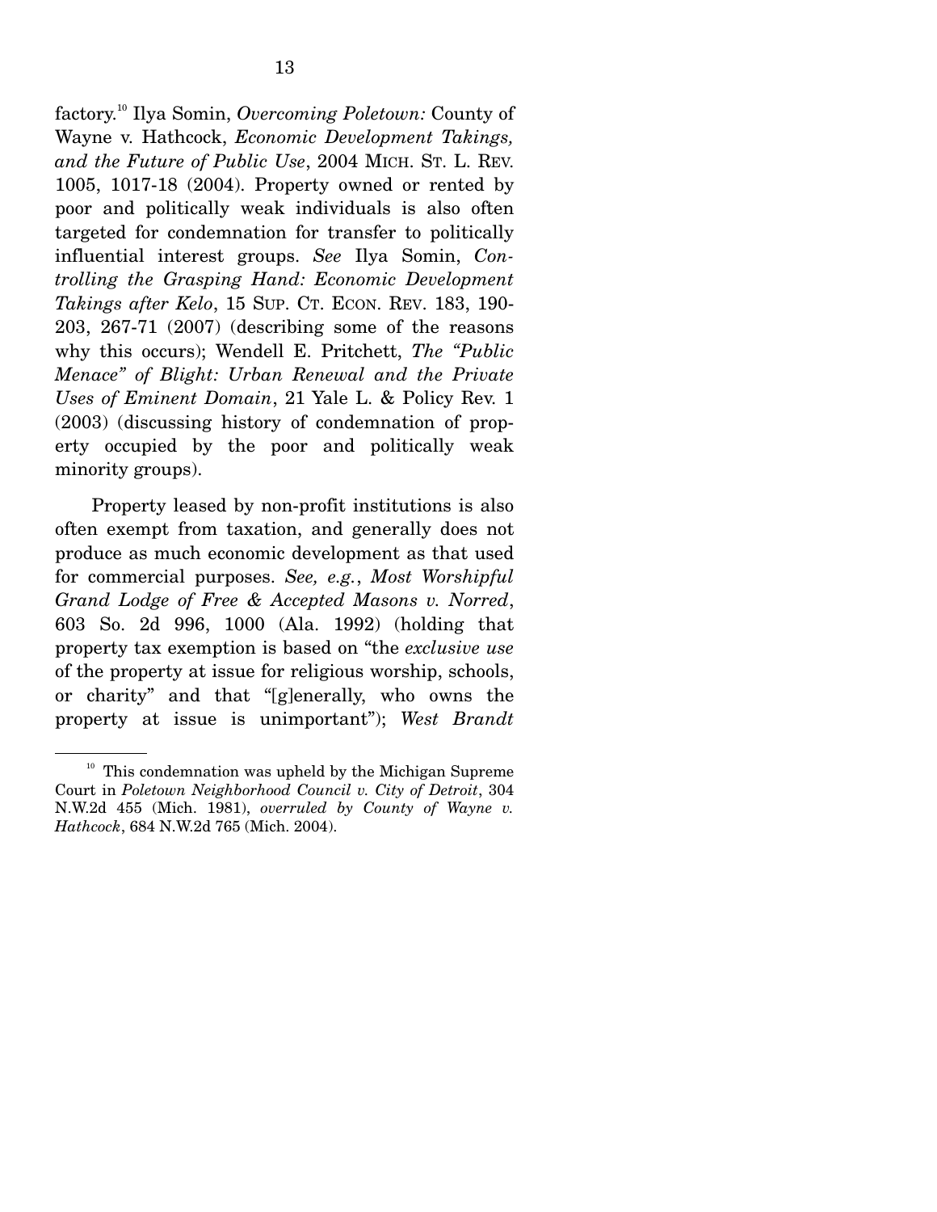factory.[10] Ilya Somin, *Overcoming Poletown:* County of Wayne v. Hathcock, *Economic Development Takings, and the Future of Public Use*, 2004 MICH. ST. L. REV. 1005, 1017-18 (2004). Property owned or rented by poor and politically weak individuals is also often targeted for condemnation for transfer to politically influential interest groups. *See* Ilya Somin, *Controlling the Grasping Hand: Economic Development Takings after Kelo*, 15 SUP. CT. ECON. REV. 183, 190-203, 267-71 (2007) (describing some of the reasons why this occurs); Wendell E. Pritchett, *The "Public Menace" of Blight: Urban Renewal and the Private Uses of Eminent Domain*, 21 Yale L. & Policy Rev. 1 (2003) (discussing history of condemnation of property occupied by the poor and politically weak minority groups).

Property leased by non-profit institutions is also often exempt from taxation, and generally does not produce as much economic development as that used for commercial purposes. *See, e.g.*, *Most Worshipful Grand Lodge of Free & Accepted Masons v. Norred*, 603 So. 2d 996, 1000 (Ala. 1992) (holding that property tax exemption is based on "the *exclusive use* of the property at issue for religious worship, schools, or charity" and that "[g]enerally, who owns the property at issue is unimportant"); *West Brandt*

[10] This condemnation was upheld by the Michigan Supreme Court in *Poletown Neighborhood Council v. City of Detroit*, 304 N.W.2d 455 (Mich. 1981), *overruled by County of Wayne v. Hathcock*, 684 N.W.2d 765 (Mich. 2004).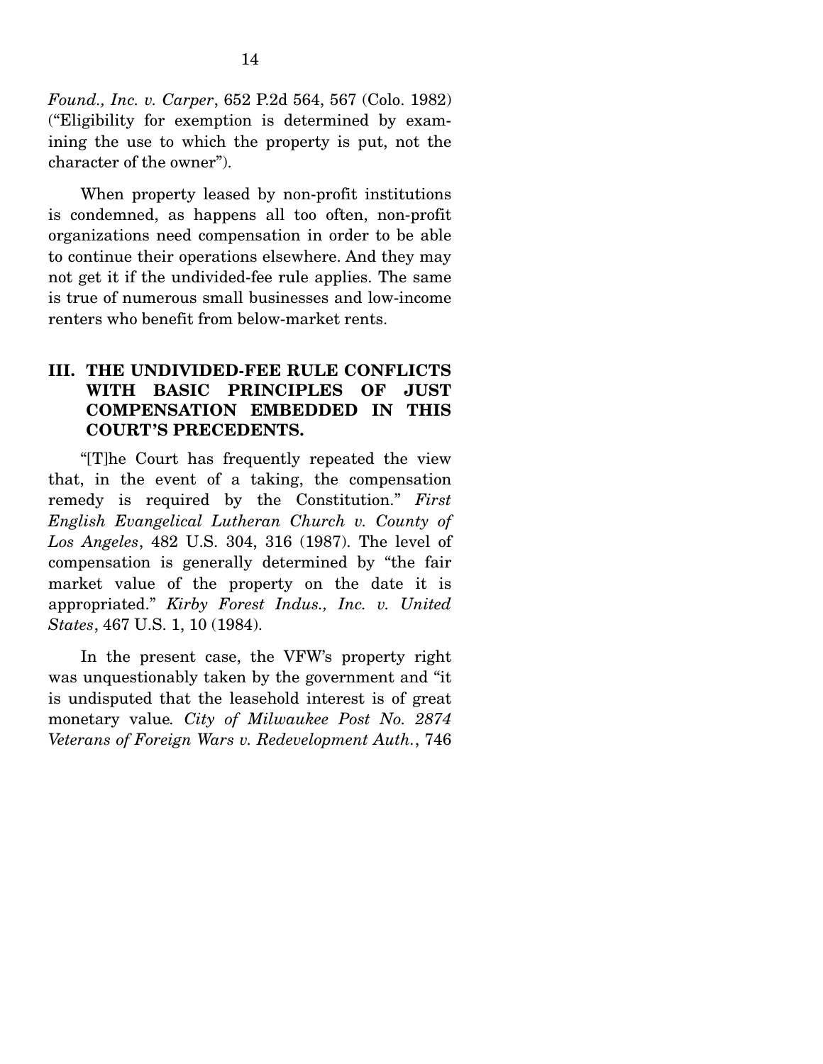*Found., Inc. v. Carper*, 652 P.2d 564, 567 (Colo. 1982) ("Eligibility for exemption is determined by examining the use to which the property is put, not the character of the owner").

When property leased by non-profit institutions is condemned, as happens all too often, non-profit organizations need compensation in order to be able to continue their operations elsewhere. And they may not get it if the undivided-fee rule applies. The same is true of numerous small businesses and low-income renters who benefit from below-market rents.

## III. THE UNDIVIDED-FEE RULE CONFLICTS WITH BASIC PRINCIPLES OF JUST COMPENSATION EMBEDDED IN THIS COURT'S PRECEDENTS.

"[T]he Court has frequently repeated the view that, in the event of a taking, the compensation remedy is required by the Constitution." *First English Evangelical Lutheran Church v. County of Los Angeles*, 482 U.S. 304, 316 (1987). The level of compensation is generally determined by "the fair market value of the property on the date it is appropriated." *Kirby Forest Indus., Inc. v. United States*, 467 U.S. 1, 10 (1984).

In the present case, the VFW's property right was unquestionably taken by the government and "it is undisputed that the leasehold interest is of great monetary value. *City of Milwaukee Post No. 2874 Veterans of Foreign Wars v. Redevelopment Auth.*, 746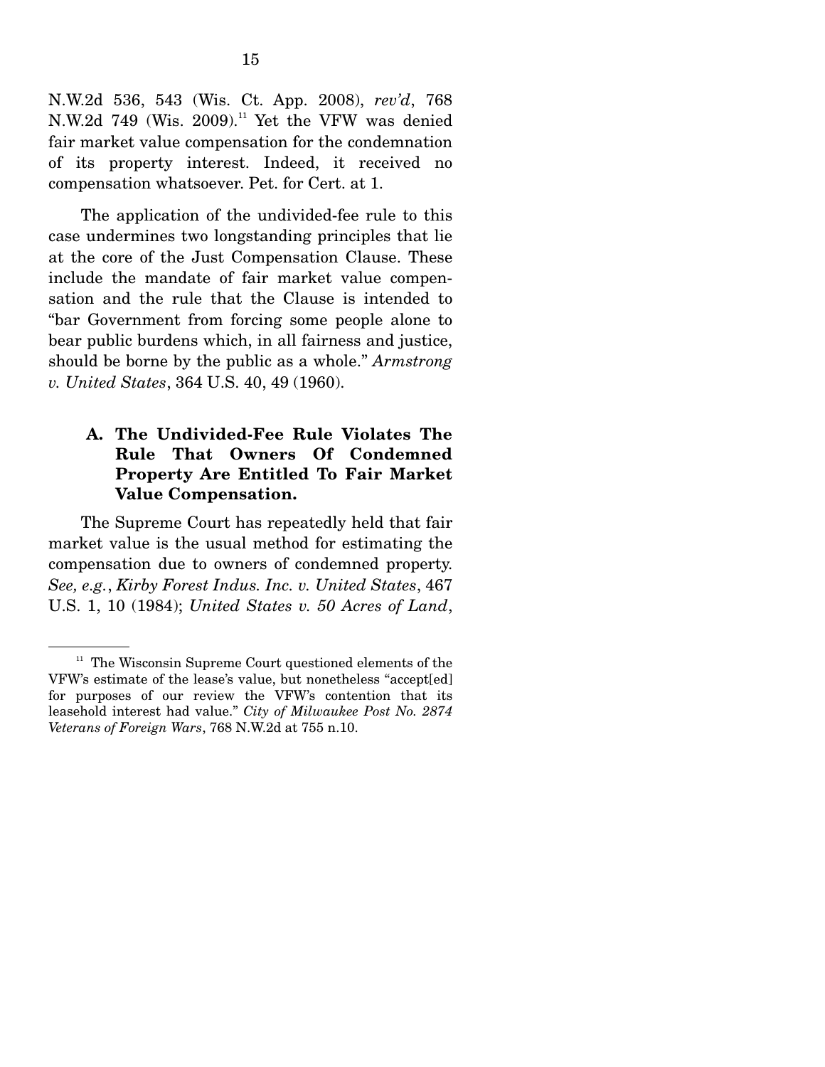N.W.2d 536, 543 (Wis. Ct. App. 2008), *rev'd*, 768 N.W.2d 749 (Wis. 2009).[11] Yet the VFW was denied fair market value compensation for the condemnation of its property interest. Indeed, it received no compensation whatsoever. Pet. for Cert. at 1.

The application of the undivided-fee rule to this case undermines two longstanding principles that lie at the core of the Just Compensation Clause. These include the mandate of fair market value compensation and the rule that the Clause is intended to "bar Government from forcing some people alone to bear public burdens which, in all fairness and justice, should be borne by the public as a whole." *Armstrong v. United States*, 364 U.S. 40, 49 (1960).

### A. The Undivided-Fee Rule Violates The Rule That Owners Of Condemned Property Are Entitled To Fair Market Value Compensation.

The Supreme Court has repeatedly held that fair market value is the usual method for estimating the compensation due to owners of condemned property. *See, e.g.*, *Kirby Forest Indus. Inc. v. United States*, 467 U.S. 1, 10 (1984); *United States v. 50 Acres of Land*,

---

[11] The Wisconsin Supreme Court questioned elements of the VFW's estimate of the lease's value, but nonetheless "accept[ed] for purposes of our review the VFW's contention that its leasehold interest had value." *City of Milwaukee Post No. 2874 Veterans of Foreign Wars*, 768 N.W.2d at 755 n.10.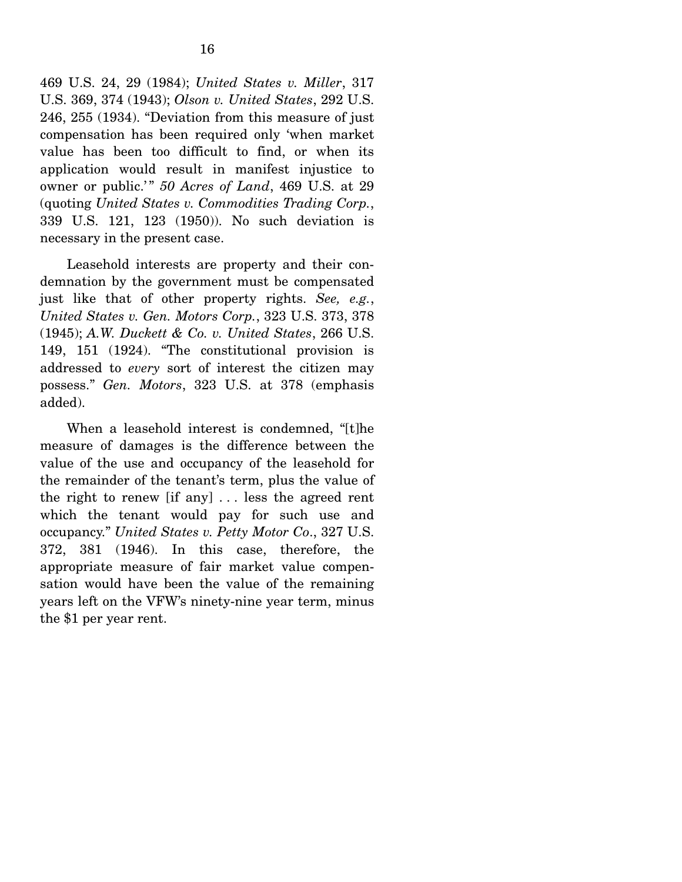469 U.S. 24, 29 (1984); *United States v. Miller*, 317 U.S. 369, 374 (1943); *Olson v. United States*, 292 U.S. 246, 255 (1934). "Deviation from this measure of just compensation has been required only 'when market value has been too difficult to find, or when its application would result in manifest injustice to owner or public.'" *50 Acres of Land*, 469 U.S. at 29 (quoting *United States v. Commodities Trading Corp.*, 339 U.S. 121, 123 (1950)). No such deviation is necessary in the present case.

Leasehold interests are property and their condemnation by the government must be compensated just like that of other property rights. *See, e.g.*, *United States v. Gen. Motors Corp.*, 323 U.S. 373, 378 (1945); *A.W. Duckett & Co. v. United States*, 266 U.S. 149, 151 (1924). "The constitutional provision is addressed to *every* sort of interest the citizen may possess." *Gen. Motors*, 323 U.S. at 378 (emphasis added).

When a leasehold interest is condemned, "[t]he measure of damages is the difference between the value of the use and occupancy of the leasehold for the remainder of the tenant's term, plus the value of the right to renew [if any] . . . less the agreed rent which the tenant would pay for such use and occupancy." *United States v. Petty Motor Co*., 327 U.S. 372, 381 (1946). In this case, therefore, the appropriate measure of fair market value compensation would have been the value of the remaining years left on the VFW's ninety-nine year term, minus the $1 per year rent.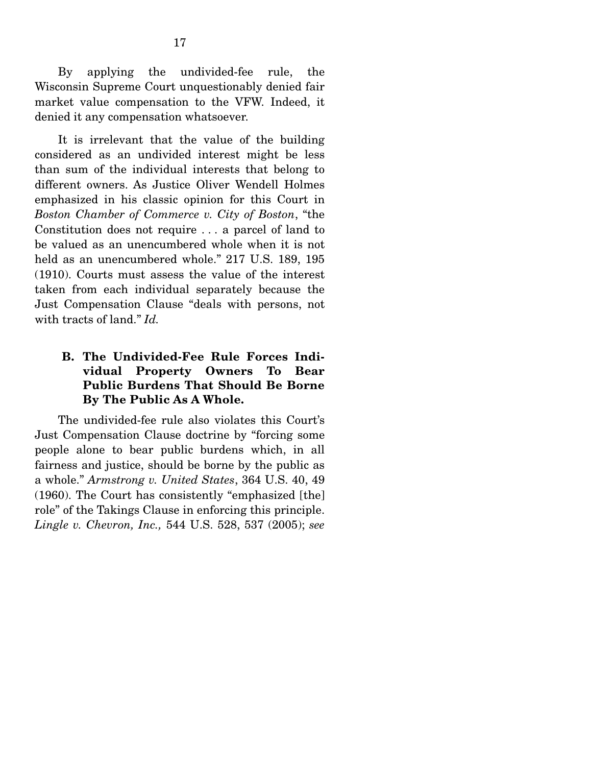By applying the undivided-fee rule, the Wisconsin Supreme Court unquestionably denied fair market value compensation to the VFW. Indeed, it denied it any compensation whatsoever.

It is irrelevant that the value of the building considered as an undivided interest might be less than sum of the individual interests that belong to different owners. As Justice Oliver Wendell Holmes emphasized in his classic opinion for this Court in *Boston Chamber of Commerce v. City of Boston*, "the Constitution does not require . . . a parcel of land to be valued as an unencumbered whole when it is not held as an unencumbered whole." 217 U.S. 189, 195 (1910). Courts must assess the value of the interest taken from each individual separately because the Just Compensation Clause "deals with persons, not with tracts of land." *Id.*

### B. The Undivided-Fee Rule Forces Individual Property Owners To Bear Public Burdens That Should Be Borne By The Public As A Whole.

The undivided-fee rule also violates this Court's Just Compensation Clause doctrine by "forcing some people alone to bear public burdens which, in all fairness and justice, should be borne by the public as a whole." *Armstrong v. United States*, 364 U.S. 40, 49 (1960). The Court has consistently "emphasized [the] role" of the Takings Clause in enforcing this principle. *Lingle v. Chevron, Inc.,* 544 U.S. 528, 537 (2005); *see*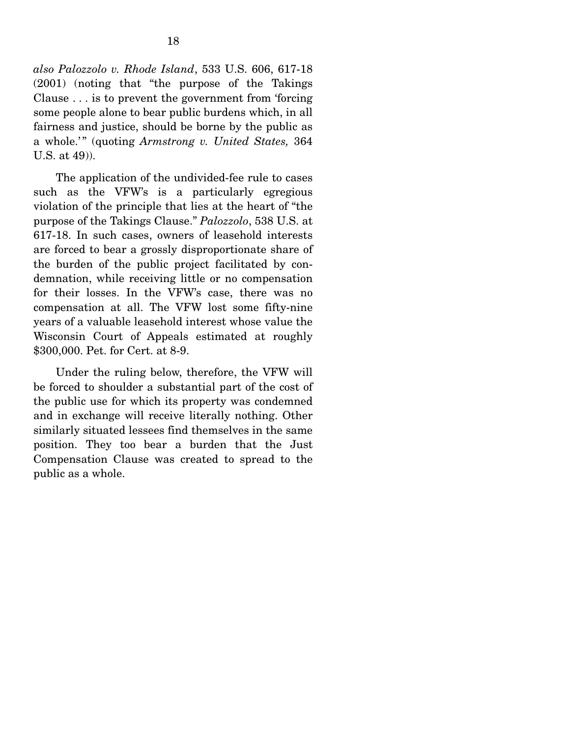*also Palozzolo v. Rhode Island*, 533 U.S. 606, 617-18 (2001) (noting that "the purpose of the Takings Clause . . . is to prevent the government from 'forcing some people alone to bear public burdens which, in all fairness and justice, should be borne by the public as a whole.'" (quoting *Armstrong v. United States,* 364 U.S. at 49)).

The application of the undivided-fee rule to cases such as the VFW's is a particularly egregious violation of the principle that lies at the heart of "the purpose of the Takings Clause." *Palozzolo*, 538 U.S. at 617-18. In such cases, owners of leasehold interests are forced to bear a grossly disproportionate share of the burden of the public project facilitated by condemnation, while receiving little or no compensation for their losses. In the VFW's case, there was no compensation at all. The VFW lost some fifty-nine years of a valuable leasehold interest whose value the Wisconsin Court of Appeals estimated at roughly $300,000. Pet. for Cert. at 8-9.

Under the ruling below, therefore, the VFW will be forced to shoulder a substantial part of the cost of the public use for which its property was condemned and in exchange will receive literally nothing. Other similarly situated lessees find themselves in the same position. They too bear a burden that the Just Compensation Clause was created to spread to the public as a whole.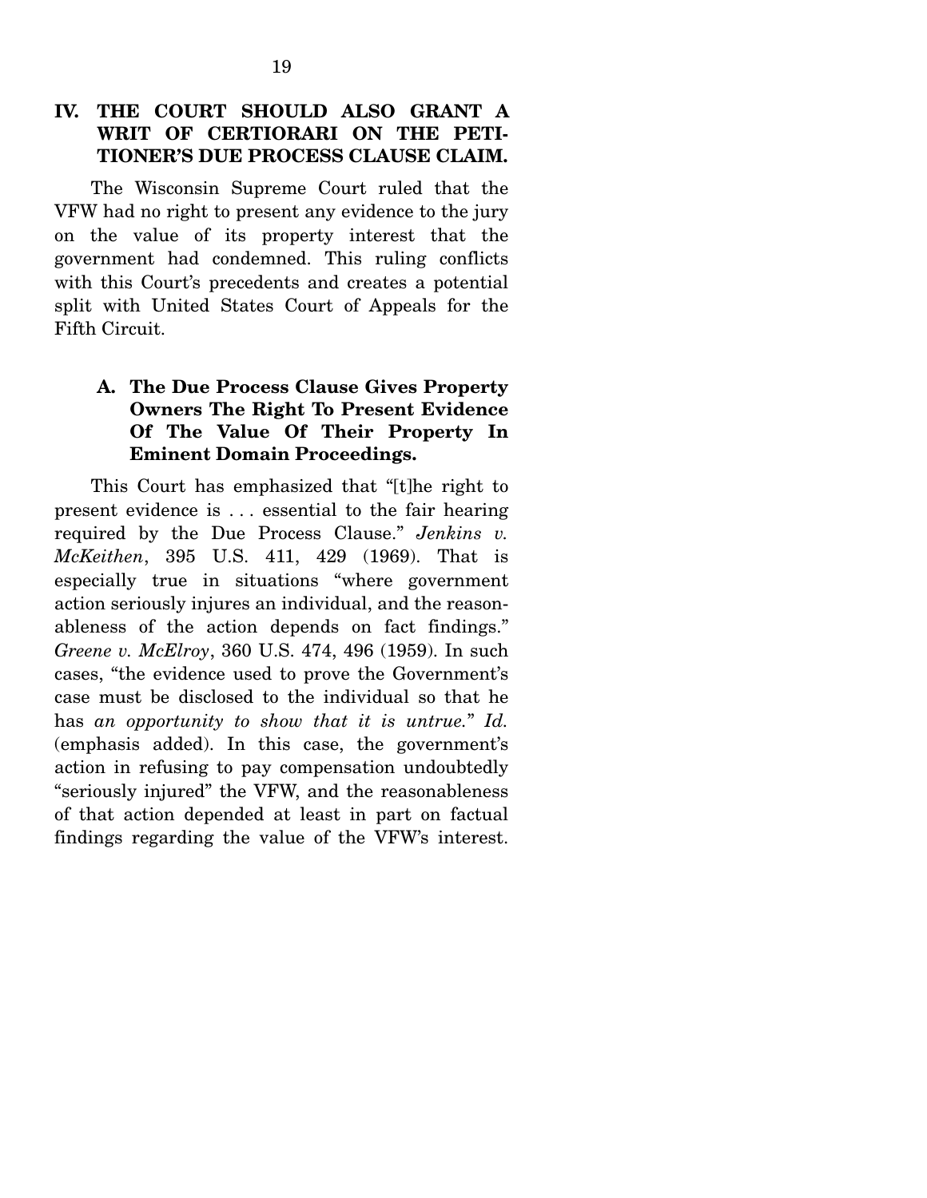## IV. THE COURT SHOULD ALSO GRANT A WRIT OF CERTIORARI ON THE PETITIONER'S DUE PROCESS CLAUSE CLAIM.

The Wisconsin Supreme Court ruled that the VFW had no right to present any evidence to the jury on the value of its property interest that the government had condemned. This ruling conflicts with this Court's precedents and creates a potential split with United States Court of Appeals for the Fifth Circuit.

### A. The Due Process Clause Gives Property Owners The Right To Present Evidence Of The Value Of Their Property In Eminent Domain Proceedings.

This Court has emphasized that "[t]he right to present evidence is . . . essential to the fair hearing required by the Due Process Clause." *Jenkins v. McKeithen*, 395 U.S. 411, 429 (1969). That is especially true in situations "where government action seriously injures an individual, and the reasonableness of the action depends on fact findings." *Greene v. McElroy*, 360 U.S. 474, 496 (1959). In such cases, "the evidence used to prove the Government's case must be disclosed to the individual so that he has *an opportunity to show that it is untrue.*" *Id.* (emphasis added). In this case, the government's action in refusing to pay compensation undoubtedly "seriously injured" the VFW, and the reasonableness of that action depended at least in part on factual findings regarding the value of the VFW's interest.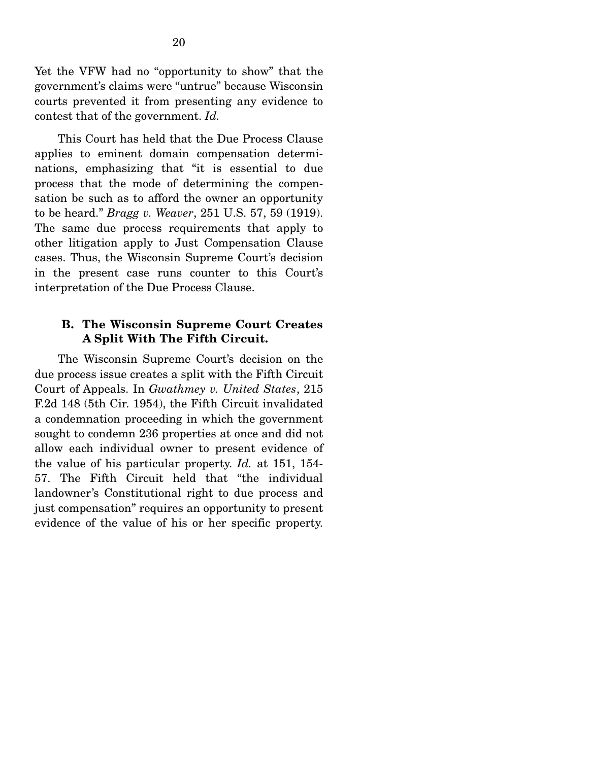Yet the VFW had no "opportunity to show" that the government's claims were "untrue" because Wisconsin courts prevented it from presenting any evidence to contest that of the government. *Id.*

This Court has held that the Due Process Clause applies to eminent domain compensation determinations, emphasizing that "it is essential to due process that the mode of determining the compensation be such as to afford the owner an opportunity to be heard." *Bragg v. Weaver*, 251 U.S. 57, 59 (1919). The same due process requirements that apply to other litigation apply to Just Compensation Clause cases. Thus, the Wisconsin Supreme Court's decision in the present case runs counter to this Court's interpretation of the Due Process Clause.

### B. The Wisconsin Supreme Court Creates A Split With The Fifth Circuit.

The Wisconsin Supreme Court's decision on the due process issue creates a split with the Fifth Circuit Court of Appeals. In *Gwathmey v. United States*, 215 F.2d 148 (5th Cir. 1954), the Fifth Circuit invalidated a condemnation proceeding in which the government sought to condemn 236 properties at once and did not allow each individual owner to present evidence of the value of his particular property. *Id.* at 151, 154-57. The Fifth Circuit held that "the individual landowner's Constitutional right to due process and just compensation" requires an opportunity to present evidence of the value of his or her specific property.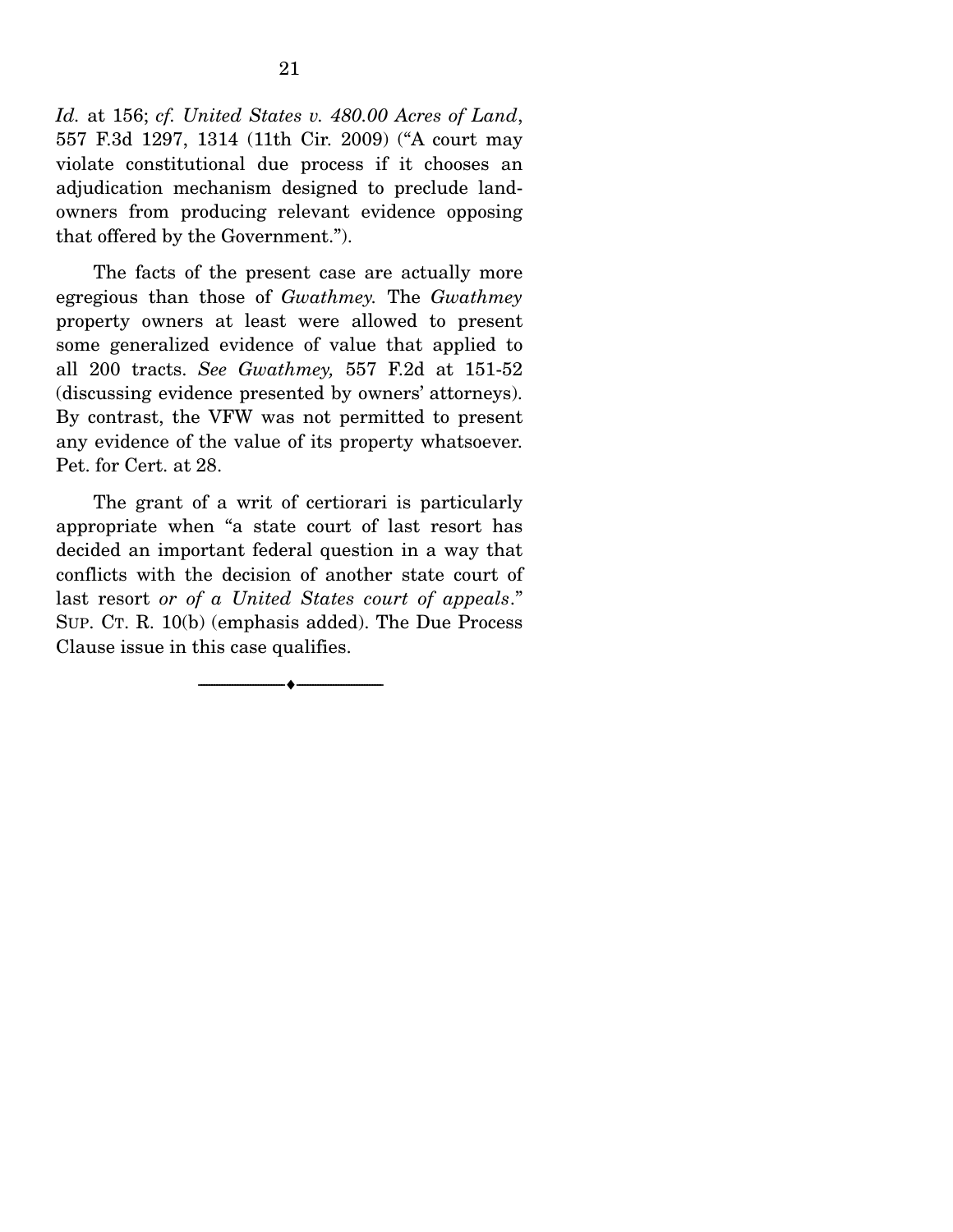*Id.* at 156; *cf. United States v. 480.00 Acres of Land*, 557 F.3d 1297, 1314 (11th Cir. 2009) ("A court may violate constitutional due process if it chooses an adjudication mechanism designed to preclude landowners from producing relevant evidence opposing that offered by the Government.").

The facts of the present case are actually more egregious than those of *Gwathmey.* The *Gwathmey* property owners at least were allowed to present some generalized evidence of value that applied to all 200 tracts. *See Gwathmey,* 557 F.2d at 151-52 (discussing evidence presented by owners' attorneys). By contrast, the VFW was not permitted to present any evidence of the value of its property whatsoever. Pet. for Cert. at 28.

The grant of a writ of certiorari is particularly appropriate when "a state court of last resort has decided an important federal question in a way that conflicts with the decision of another state court of last resort *or of a United States court of appeals*." SUP. CT. R. 10(b) (emphasis added). The Due Process Clause issue in this case qualifies.

---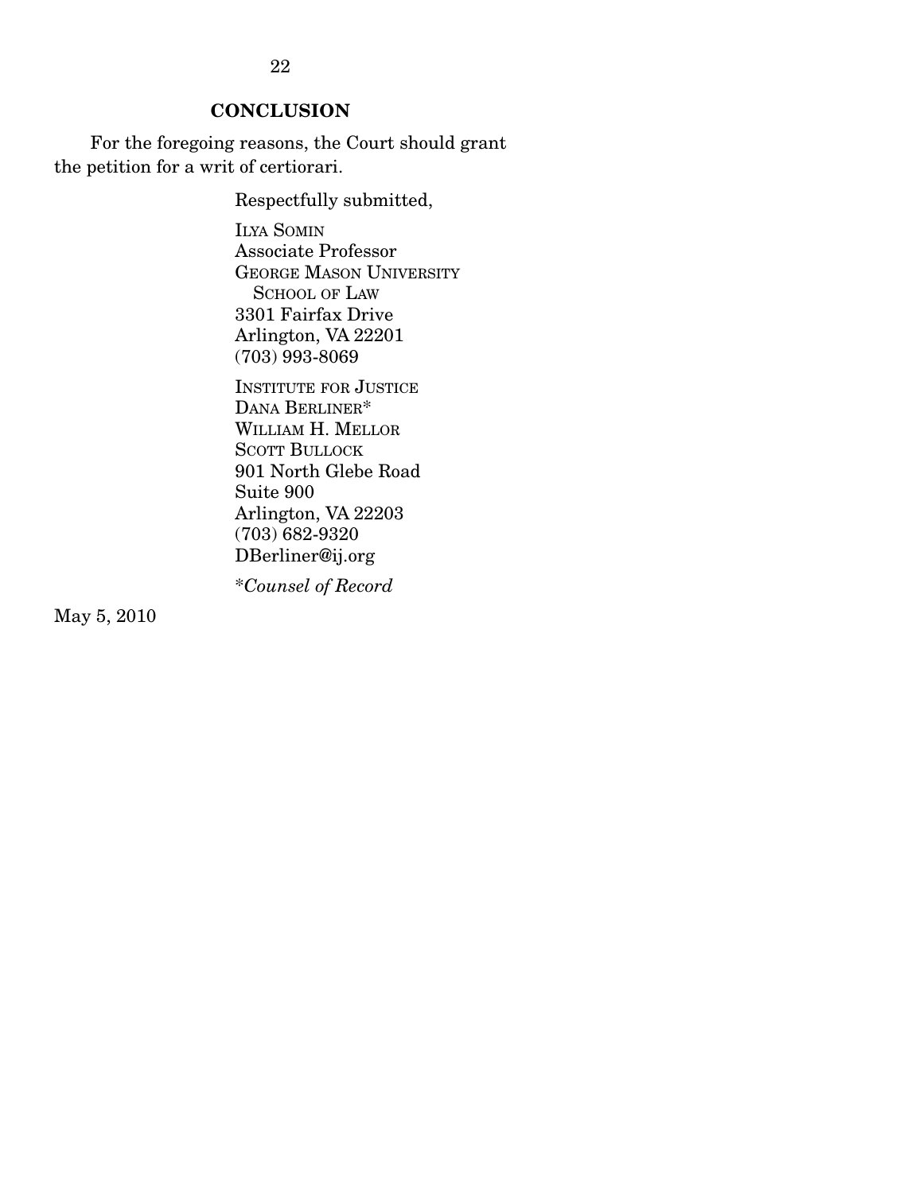## CONCLUSION

For the foregoing reasons, the Court should grant the petition for a writ of certiorari.

Respectfully submitted,

ILYA SOMIN
Associate Professor
GEORGE MASON UNIVERSITY
SCHOOL OF LAW
3301 Fairfax Drive
Arlington, VA 22201
(703) 993-8069

INSTITUTE FOR JUSTICE
DANA BERLINER*
WILLIAM H. MELLOR
SCOTT BULLOCK
901 North Glebe Road
Suite 900
Arlington, VA 22203
(703) 682-9320
DBerliner@ij.org

**Counsel of Record*

May 5, 2010